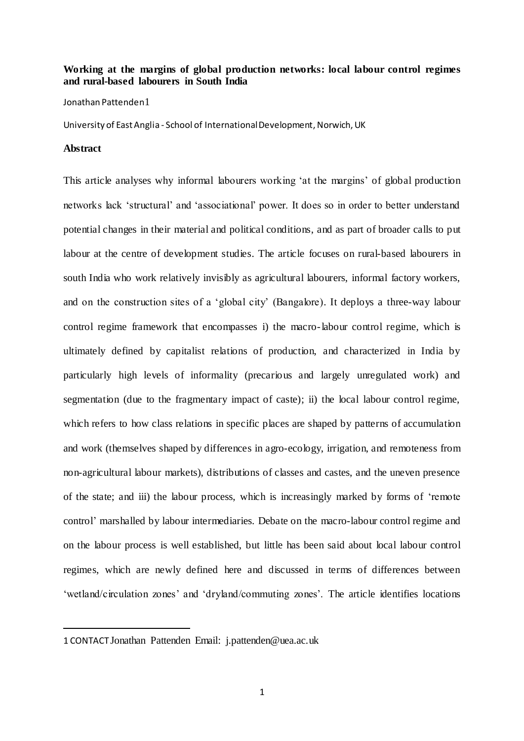**Working at the margins of global production networks: local labour control regimes and rural-based labourers in South India**

Jonathan Pattenden[1]

University of East Anglia - School of International Development, Norwich, UK

**Abstract**

This article analyses why informal labourers working 'at the margins' of global production networks lack 'structural' and 'associational' power. It does so in order to better understand potential changes in their material and political conditions, and as part of broader calls to put labour at the centre of development studies. The article focuses on rural-based labourers in south India who work relatively invisibly as agricultural labourers, informal factory workers, and on the construction sites of a 'global city' (Bangalore). It deploys a three-way labour control regime framework that encompasses i) the macro-labour control regime, which is ultimately defined by capitalist relations of production, and characterized in India by particularly high levels of informality (precarious and largely unregulated work) and segmentation (due to the fragmentary impact of caste); ii) the local labour control regime, which refers to how class relations in specific places are shaped by patterns of accumulation and work (themselves shaped by differences in agro-ecology, irrigation, and remoteness from non-agricultural labour markets), distributions of classes and castes, and the uneven presence of the state; and iii) the labour process, which is increasingly marked by forms of 'remote control' marshalled by labour intermediaries. Debate on the macro-labour control regime and on the labour process is well established, but little has been said about local labour control regimes, which are newly defined here and discussed in terms of differences between 'wetland/circulation zones' and 'dryland/commuting zones'. The article identifies locations

[1] CONTACT Jonathan Pattenden Email: j.pattenden@uea.ac.uk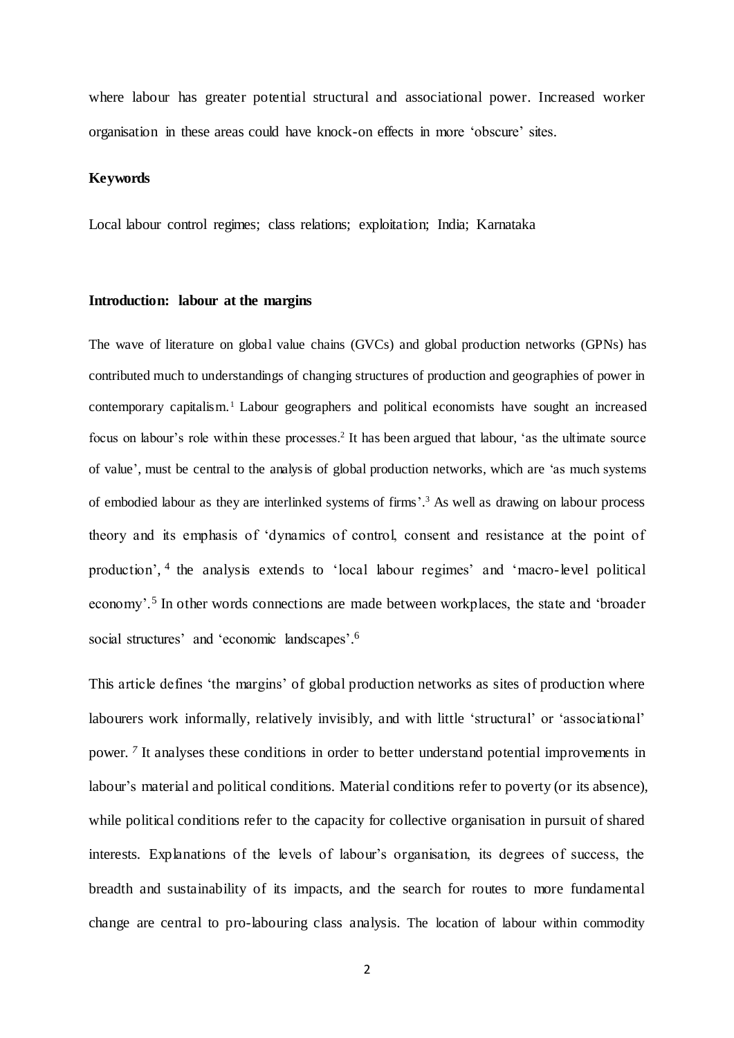where labour has greater potential structural and associational power. Increased worker organisation in these areas could have knock-on effects in more 'obscure' sites.

**Keywords**

Local labour control regimes; class relations; exploitation; India; Karnataka

## Introduction: labour at the margins

The wave of literature on global value chains (GVCs) and global production networks (GPNs) has contributed much to understandings of changing structures of production and geographies of power in contemporary capitalism.[1] Labour geographers and political economists have sought an increased focus on labour's role within these processes.[2] It has been argued that labour, 'as the ultimate source of value', must be central to the analysis of global production networks, which are 'as much systems of embodied labour as they are interlinked systems of firms'.[3] As well as drawing on labour process theory and its emphasis of 'dynamics of control, consent and resistance at the point of production',[4] the analysis extends to 'local labour regimes' and 'macro-level political economy'.[5] In other words connections are made between workplaces, the state and 'broader social structures' and 'economic landscapes'.[6]

This article defines 'the margins' of global production networks as sites of production where labourers work informally, relatively invisibly, and with little 'structural' or 'associational' power.[7] It analyses these conditions in order to better understand potential improvements in labour's material and political conditions. Material conditions refer to poverty (or its absence), while political conditions refer to the capacity for collective organisation in pursuit of shared interests. Explanations of the levels of labour's organisation, its degrees of success, the breadth and sustainability of its impacts, and the search for routes to more fundamental change are central to pro-labouring class analysis. The location of labour within commodity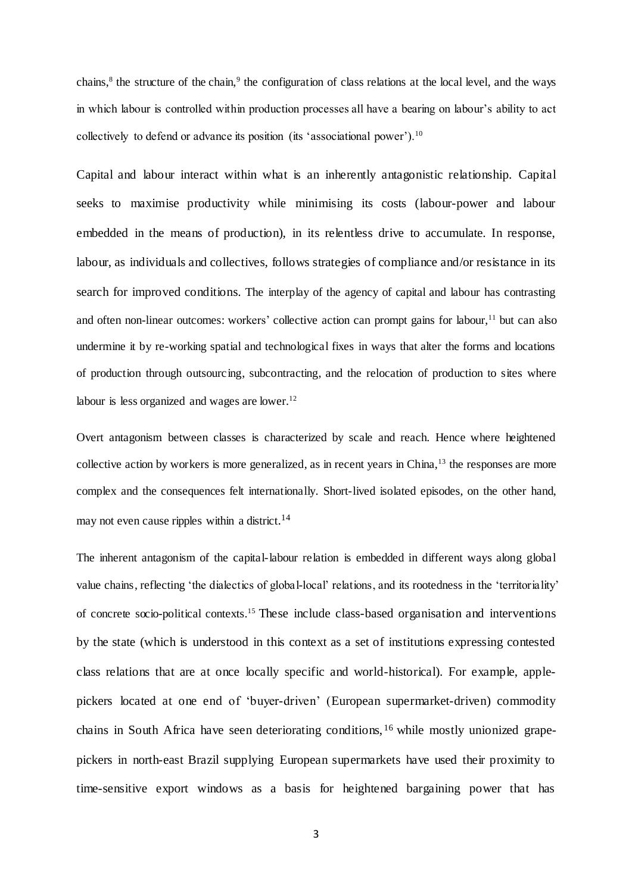chains,[8] the structure of the chain,[9] the configuration of class relations at the local level, and the ways in which labour is controlled within production processes all have a bearing on labour's ability to act collectively to defend or advance its position (its 'associational power').[10]

Capital and labour interact within what is an inherently antagonistic relationship. Capital seeks to maximise productivity while minimising its costs (labour-power and labour embedded in the means of production), in its relentless drive to accumulate. In response, labour, as individuals and collectives, follows strategies of compliance and/or resistance in its search for improved conditions. The interplay of the agency of capital and labour has contrasting and often non-linear outcomes: workers' collective action can prompt gains for labour,[11] but can also undermine it by re-working spatial and technological fixes in ways that alter the forms and locations of production through outsourcing, subcontracting, and the relocation of production to sites where labour is less organized and wages are lower.[12]

Overt antagonism between classes is characterized by scale and reach. Hence where heightened collective action by workers is more generalized, as in recent years in China,[13] the responses are more complex and the consequences felt internationally. Short-lived isolated episodes, on the other hand, may not even cause ripples within a district.[14]

The inherent antagonism of the capital-labour relation is embedded in different ways along global value chains, reflecting 'the dialectics of global-local' relations, and its rootedness in the 'territoriality' of concrete socio-political contexts.[15] These include class-based organisation and interventions by the state (which is understood in this context as a set of institutions expressing contested class relations that are at once locally specific and world-historical). For example, apple-pickers located at one end of 'buyer-driven' (European supermarket-driven) commodity chains in South Africa have seen deteriorating conditions,[16] while mostly unionized grape-pickers in north-east Brazil supplying European supermarkets have used their proximity to time-sensitive export windows as a basis for heightened bargaining power that has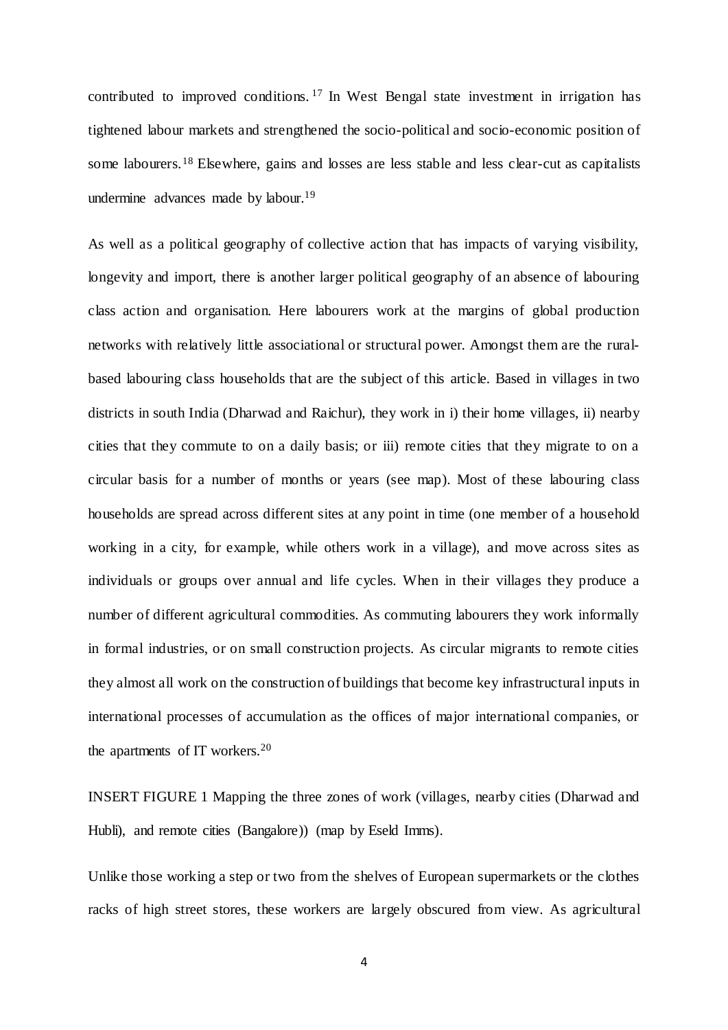contributed to improved conditions.[17] In West Bengal state investment in irrigation has tightened labour markets and strengthened the socio-political and socio-economic position of some labourers.[18] Elsewhere, gains and losses are less stable and less clear-cut as capitalists undermine advances made by labour.[19]

As well as a political geography of collective action that has impacts of varying visibility, longevity and import, there is another larger political geography of an absence of labouring class action and organisation. Here labourers work at the margins of global production networks with relatively little associational or structural power. Amongst them are the rural-based labouring class households that are the subject of this article. Based in villages in two districts in south India (Dharwad and Raichur), they work in i) their home villages, ii) nearby cities that they commute to on a daily basis; or iii) remote cities that they migrate to on a circular basis for a number of months or years (see map). Most of these labouring class households are spread across different sites at any point in time (one member of a household working in a city, for example, while others work in a village), and move across sites as individuals or groups over annual and life cycles. When in their villages they produce a number of different agricultural commodities. As commuting labourers they work informally in formal industries, or on small construction projects. As circular migrants to remote cities they almost all work on the construction of buildings that become key infrastructural inputs in international processes of accumulation as the offices of major international companies, or the apartments of IT workers.[20]

INSERT FIGURE 1 Mapping the three zones of work (villages, nearby cities (Dharwad and Hubli), and remote cities (Bangalore)) (map by Eseld Imms).

Unlike those working a step or two from the shelves of European supermarkets or the clothes racks of high street stores, these workers are largely obscured from view. As agricultural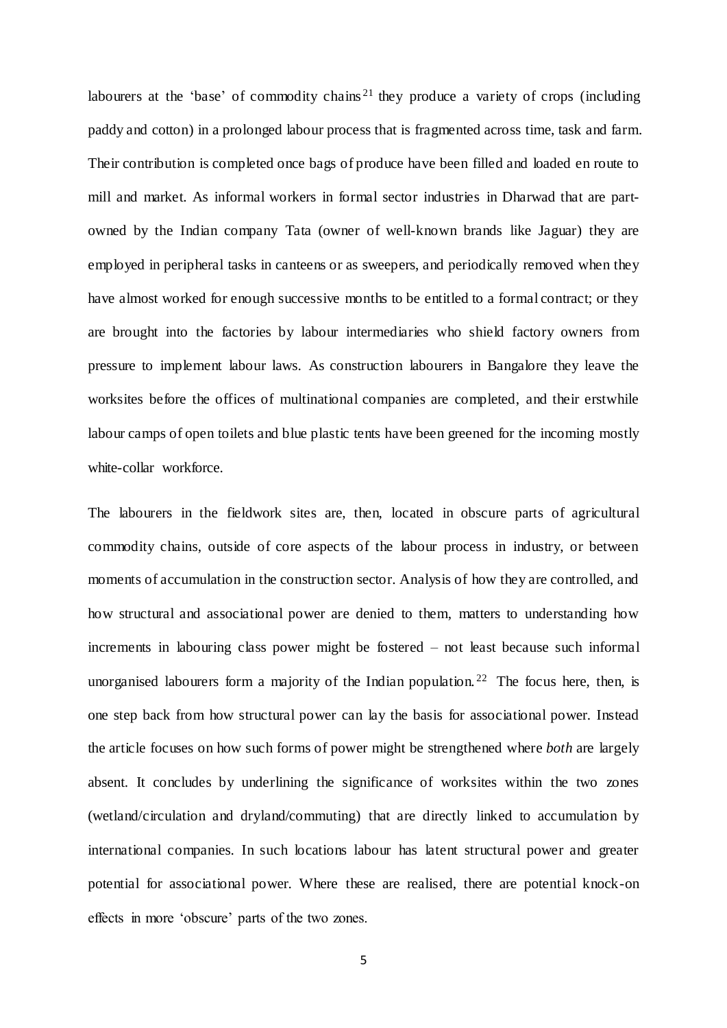labourers at the 'base' of commodity chains[21] they produce a variety of crops (including paddy and cotton) in a prolonged labour process that is fragmented across time, task and farm. Their contribution is completed once bags of produce have been filled and loaded en route to mill and market. As informal workers in formal sector industries in Dharwad that are part-owned by the Indian company Tata (owner of well-known brands like Jaguar) they are employed in peripheral tasks in canteens or as sweepers, and periodically removed when they have almost worked for enough successive months to be entitled to a formal contract; or they are brought into the factories by labour intermediaries who shield factory owners from pressure to implement labour laws. As construction labourers in Bangalore they leave the worksites before the offices of multinational companies are completed, and their erstwhile labour camps of open toilets and blue plastic tents have been greened for the incoming mostly white-collar workforce.

The labourers in the fieldwork sites are, then, located in obscure parts of agricultural commodity chains, outside of core aspects of the labour process in industry, or between moments of accumulation in the construction sector. Analysis of how they are controlled, and how structural and associational power are denied to them, matters to understanding how increments in labouring class power might be fostered – not least because such informal unorganised labourers form a majority of the Indian population.[22] The focus here, then, is one step back from how structural power can lay the basis for associational power. Instead the article focuses on how such forms of power might be strengthened where *both* are largely absent. It concludes by underlining the significance of worksites within the two zones (wetland/circulation and dryland/commuting) that are directly linked to accumulation by international companies. In such locations labour has latent structural power and greater potential for associational power. Where these are realised, there are potential knock-on effects in more 'obscure' parts of the two zones.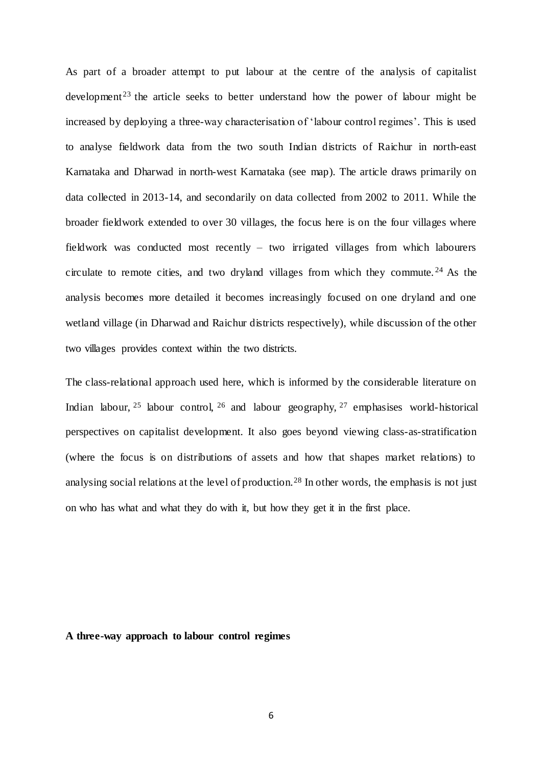As part of a broader attempt to put labour at the centre of the analysis of capitalist development[23] the article seeks to better understand how the power of labour might be increased by deploying a three-way characterisation of 'labour control regimes'. This is used to analyse fieldwork data from the two south Indian districts of Raichur in north-east Karnataka and Dharwad in north-west Karnataka (see map). The article draws primarily on data collected in 2013-14, and secondarily on data collected from 2002 to 2011. While the broader fieldwork extended to over 30 villages, the focus here is on the four villages where fieldwork was conducted most recently – two irrigated villages from which labourers circulate to remote cities, and two dryland villages from which they commute.[24] As the analysis becomes more detailed it becomes increasingly focused on one dryland and one wetland village (in Dharwad and Raichur districts respectively), while discussion of the other two villages provides context within the two districts.

The class-relational approach used here, which is informed by the considerable literature on Indian labour,[25] labour control,[26] and labour geography,[27] emphasises world-historical perspectives on capitalist development. It also goes beyond viewing class-as-stratification (where the focus is on distributions of assets and how that shapes market relations) to analysing social relations at the level of production.[28] In other words, the emphasis is not just on who has what and what they do with it, but how they get it in the first place.

**A three-way approach to labour control regimes**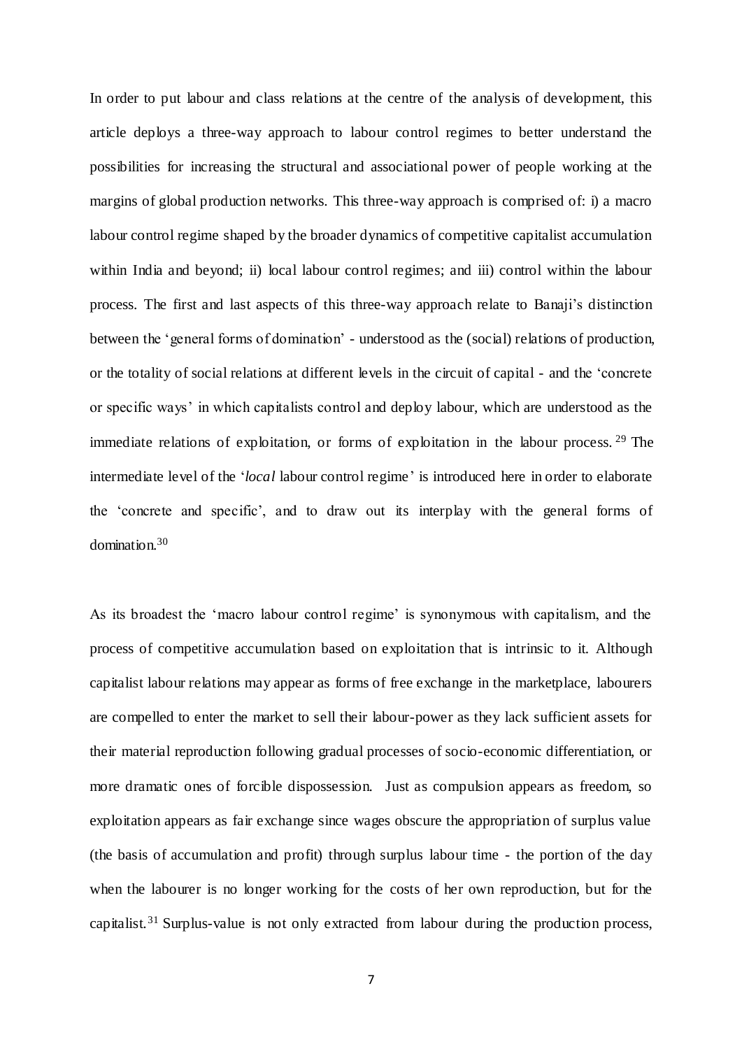In order to put labour and class relations at the centre of the analysis of development, this article deploys a three-way approach to labour control regimes to better understand the possibilities for increasing the structural and associational power of people working at the margins of global production networks. This three-way approach is comprised of: i) a macro labour control regime shaped by the broader dynamics of competitive capitalist accumulation within India and beyond; ii) local labour control regimes; and iii) control within the labour process. The first and last aspects of this three-way approach relate to Banaji's distinction between the 'general forms of domination' - understood as the (social) relations of production, or the totality of social relations at different levels in the circuit of capital - and the 'concrete or specific ways' in which capitalists control and deploy labour, which are understood as the immediate relations of exploitation, or forms of exploitation in the labour process.[29] The intermediate level of the '*local* labour control regime' is introduced here in order to elaborate the 'concrete and specific', and to draw out its interplay with the general forms of domination.[30]

As its broadest the 'macro labour control regime' is synonymous with capitalism, and the process of competitive accumulation based on exploitation that is intrinsic to it. Although capitalist labour relations may appear as forms of free exchange in the marketplace, labourers are compelled to enter the market to sell their labour-power as they lack sufficient assets for their material reproduction following gradual processes of socio-economic differentiation, or more dramatic ones of forcible dispossession. Just as compulsion appears as freedom, so exploitation appears as fair exchange since wages obscure the appropriation of surplus value (the basis of accumulation and profit) through surplus labour time - the portion of the day when the labourer is no longer working for the costs of her own reproduction, but for the capitalist.[31] Surplus-value is not only extracted from labour during the production process,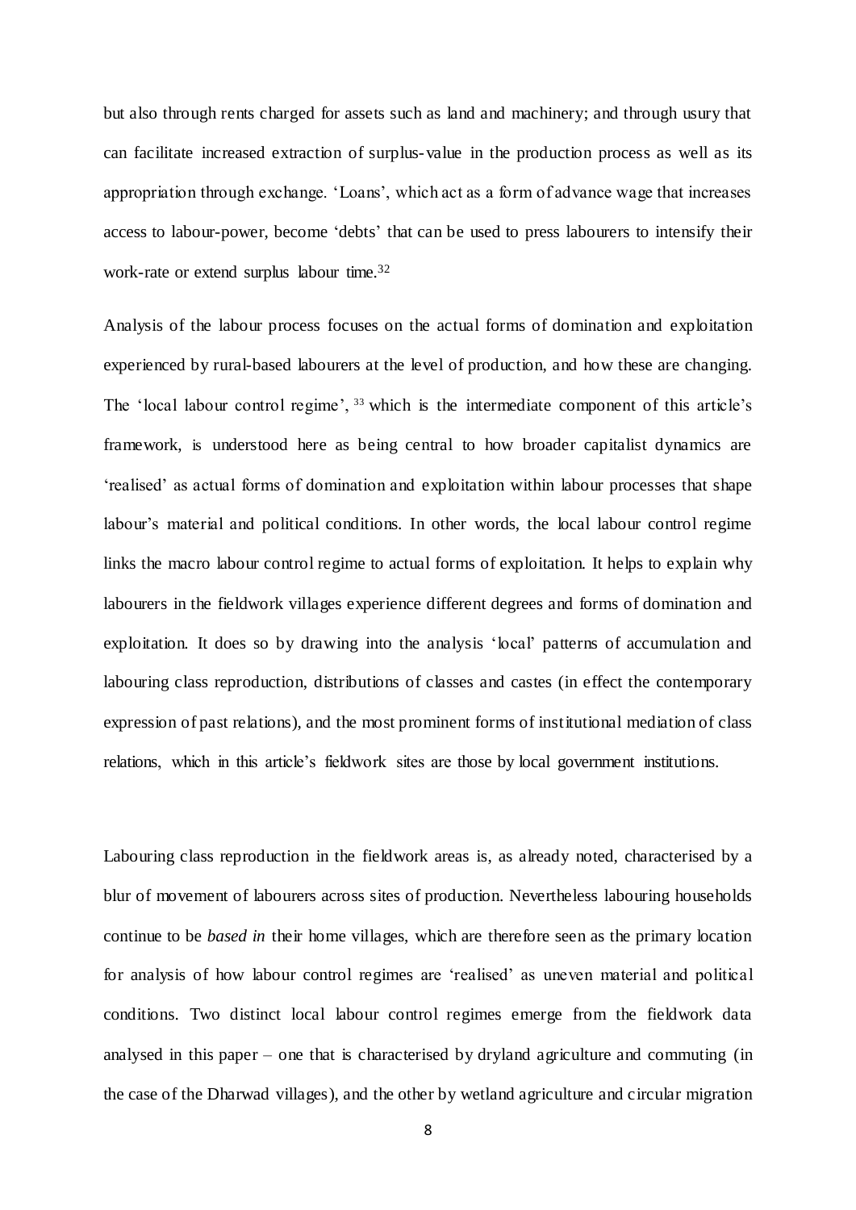but also through rents charged for assets such as land and machinery; and through usury that can facilitate increased extraction of surplus-value in the production process as well as its appropriation through exchange. 'Loans', which act as a form of advance wage that increases access to labour-power, become 'debts' that can be used to press labourers to intensify their work-rate or extend surplus labour time.[32]

Analysis of the labour process focuses on the actual forms of domination and exploitation experienced by rural-based labourers at the level of production, and how these are changing. The 'local labour control regime', [33] which is the intermediate component of this article's framework, is understood here as being central to how broader capitalist dynamics are 'realised' as actual forms of domination and exploitation within labour processes that shape labour's material and political conditions. In other words, the local labour control regime links the macro labour control regime to actual forms of exploitation. It helps to explain why labourers in the fieldwork villages experience different degrees and forms of domination and exploitation. It does so by drawing into the analysis 'local' patterns of accumulation and labouring class reproduction, distributions of classes and castes (in effect the contemporary expression of past relations), and the most prominent forms of institutional mediation of class relations, which in this article's fieldwork sites are those by local government institutions.

Labouring class reproduction in the fieldwork areas is, as already noted, characterised by a blur of movement of labourers across sites of production. Nevertheless labouring households continue to be *based in* their home villages, which are therefore seen as the primary location for analysis of how labour control regimes are 'realised' as uneven material and political conditions. Two distinct local labour control regimes emerge from the fieldwork data analysed in this paper – one that is characterised by dryland agriculture and commuting (in the case of the Dharwad villages), and the other by wetland agriculture and circular migration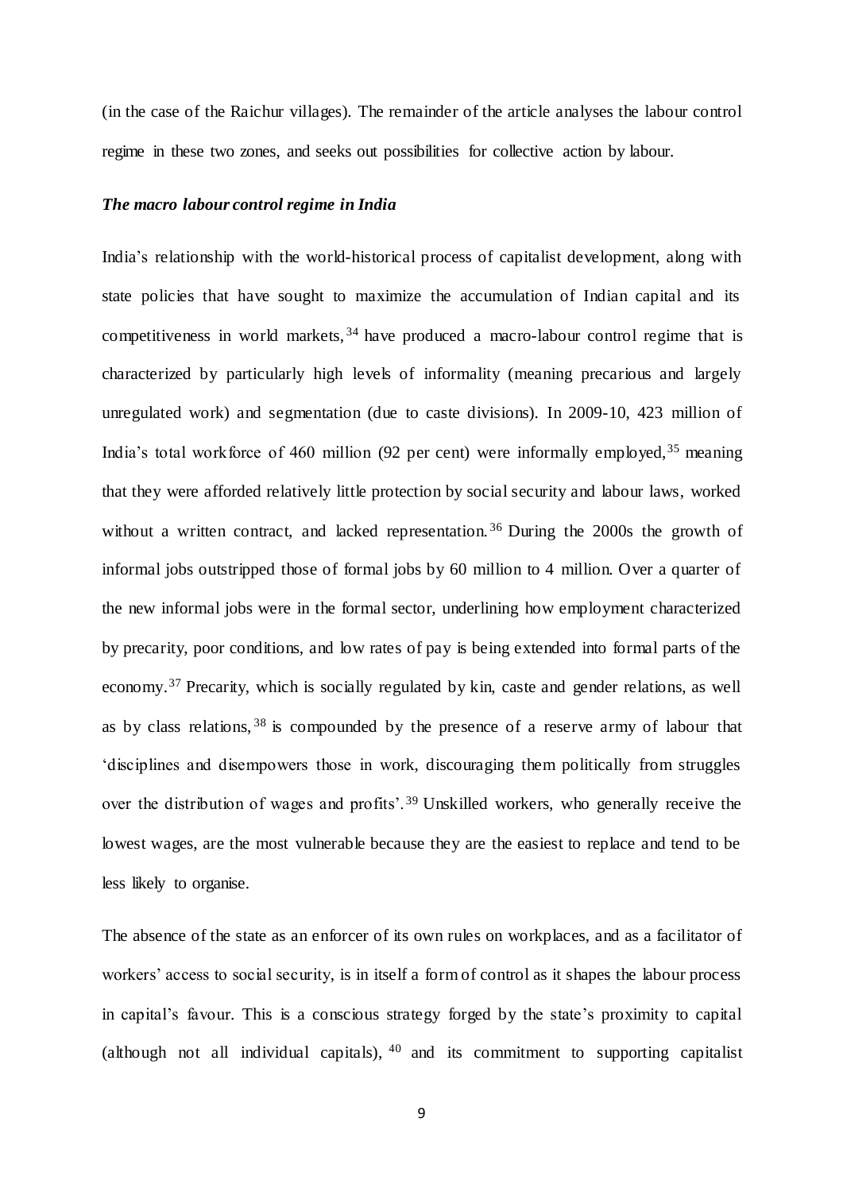(in the case of the Raichur villages). The remainder of the article analyses the labour control regime in these two zones, and seeks out possibilities for collective action by labour.

### *The macro labour control regime in India*

India's relationship with the world-historical process of capitalist development, along with state policies that have sought to maximize the accumulation of Indian capital and its competitiveness in world markets,[34] have produced a macro-labour control regime that is characterized by particularly high levels of informality (meaning precarious and largely unregulated work) and segmentation (due to caste divisions). In 2009-10, 423 million of India's total workforce of 460 million (92 per cent) were informally employed,[35] meaning that they were afforded relatively little protection by social security and labour laws, worked without a written contract, and lacked representation.[36] During the 2000s the growth of informal jobs outstripped those of formal jobs by 60 million to 4 million. Over a quarter of the new informal jobs were in the formal sector, underlining how employment characterized by precarity, poor conditions, and low rates of pay is being extended into formal parts of the economy.[37] Precarity, which is socially regulated by kin, caste and gender relations, as well as by class relations,[38] is compounded by the presence of a reserve army of labour that 'disciplines and disempowers those in work, discouraging them politically from struggles over the distribution of wages and profits'.[39] Unskilled workers, who generally receive the lowest wages, are the most vulnerable because they are the easiest to replace and tend to be less likely to organise.

The absence of the state as an enforcer of its own rules on workplaces, and as a facilitator of workers' access to social security, is in itself a form of control as it shapes the labour process in capital's favour. This is a conscious strategy forged by the state's proximity to capital (although not all individual capitals),[40] and its commitment to supporting capitalist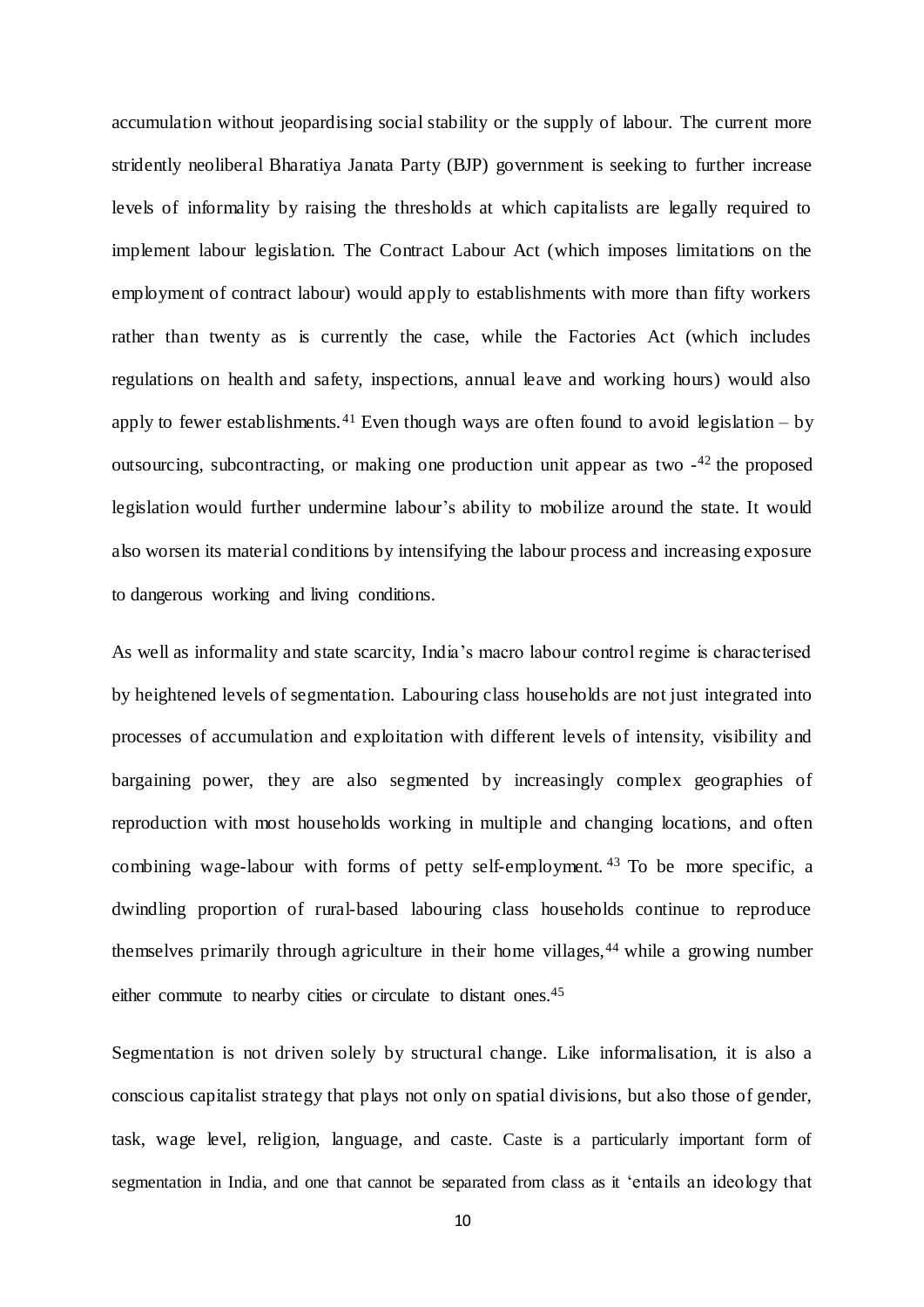accumulation without jeopardising social stability or the supply of labour. The current more stridently neoliberal Bharatiya Janata Party (BJP) government is seeking to further increase levels of informality by raising the thresholds at which capitalists are legally required to implement labour legislation. The Contract Labour Act (which imposes limitations on the employment of contract labour) would apply to establishments with more than fifty workers rather than twenty as is currently the case, while the Factories Act (which includes regulations on health and safety, inspections, annual leave and working hours) would also apply to fewer establishments.[41] Even though ways are often found to avoid legislation – by outsourcing, subcontracting, or making one production unit appear as two -[42] the proposed legislation would further undermine labour's ability to mobilize around the state. It would also worsen its material conditions by intensifying the labour process and increasing exposure to dangerous working and living conditions.

As well as informality and state scarcity, India's macro labour control regime is characterised by heightened levels of segmentation. Labouring class households are not just integrated into processes of accumulation and exploitation with different levels of intensity, visibility and bargaining power, they are also segmented by increasingly complex geographies of reproduction with most households working in multiple and changing locations, and often combining wage-labour with forms of petty self-employment.[43] To be more specific, a dwindling proportion of rural-based labouring class households continue to reproduce themselves primarily through agriculture in their home villages,[44] while a growing number either commute to nearby cities or circulate to distant ones.[45]

Segmentation is not driven solely by structural change. Like informalisation, it is also a conscious capitalist strategy that plays not only on spatial divisions, but also those of gender, task, wage level, religion, language, and caste. Caste is a particularly important form of segmentation in India, and one that cannot be separated from class as it 'entails an ideology that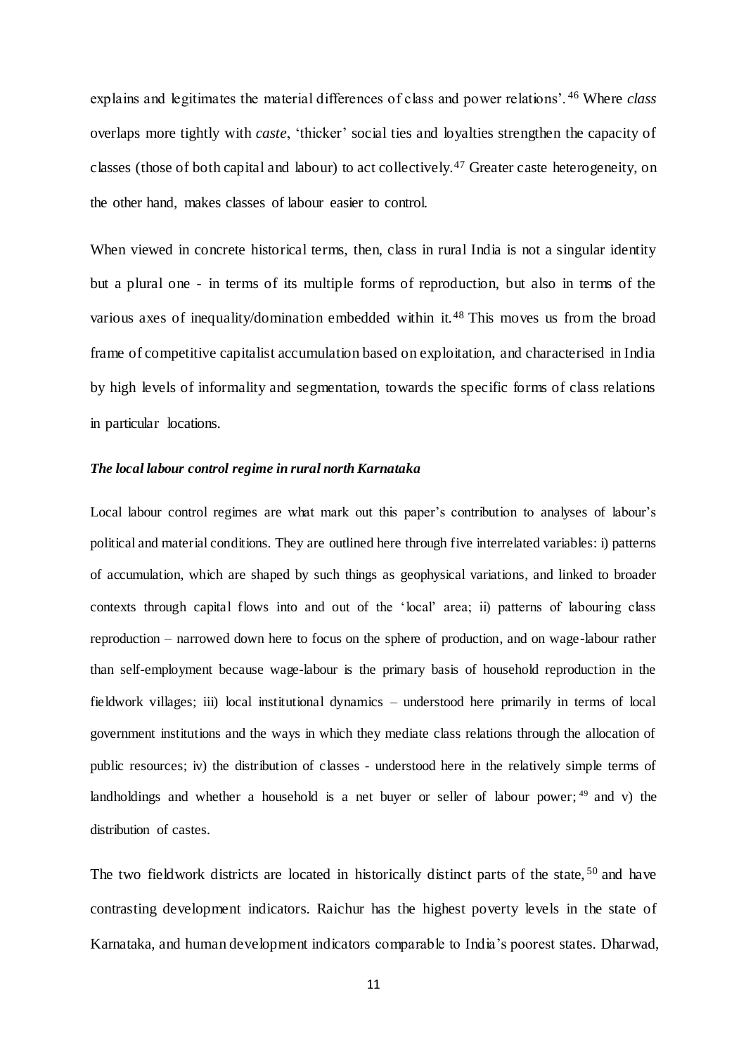explains and legitimates the material differences of class and power relations'.[46] Where *class* overlaps more tightly with *caste*, 'thicker' social ties and loyalties strengthen the capacity of classes (those of both capital and labour) to act collectively.[47] Greater caste heterogeneity, on the other hand, makes classes of labour easier to control.

When viewed in concrete historical terms, then, class in rural India is not a singular identity but a plural one - in terms of its multiple forms of reproduction, but also in terms of the various axes of inequality/domination embedded within it.[48] This moves us from the broad frame of competitive capitalist accumulation based on exploitation, and characterised in India by high levels of informality and segmentation, towards the specific forms of class relations in particular locations.

### *The local labour control regime in rural north Karnataka*

Local labour control regimes are what mark out this paper's contribution to analyses of labour's political and material conditions. They are outlined here through five interrelated variables: i) patterns of accumulation, which are shaped by such things as geophysical variations, and linked to broader contexts through capital flows into and out of the 'local' area; ii) patterns of labouring class reproduction – narrowed down here to focus on the sphere of production, and on wage-labour rather than self-employment because wage-labour is the primary basis of household reproduction in the fieldwork villages; iii) local institutional dynamics – understood here primarily in terms of local government institutions and the ways in which they mediate class relations through the allocation of public resources; iv) the distribution of classes - understood here in the relatively simple terms of landholdings and whether a household is a net buyer or seller of labour power;[49] and v) the distribution of castes.

The two fieldwork districts are located in historically distinct parts of the state,[50] and have contrasting development indicators. Raichur has the highest poverty levels in the state of Karnataka, and human development indicators comparable to India's poorest states. Dharwad,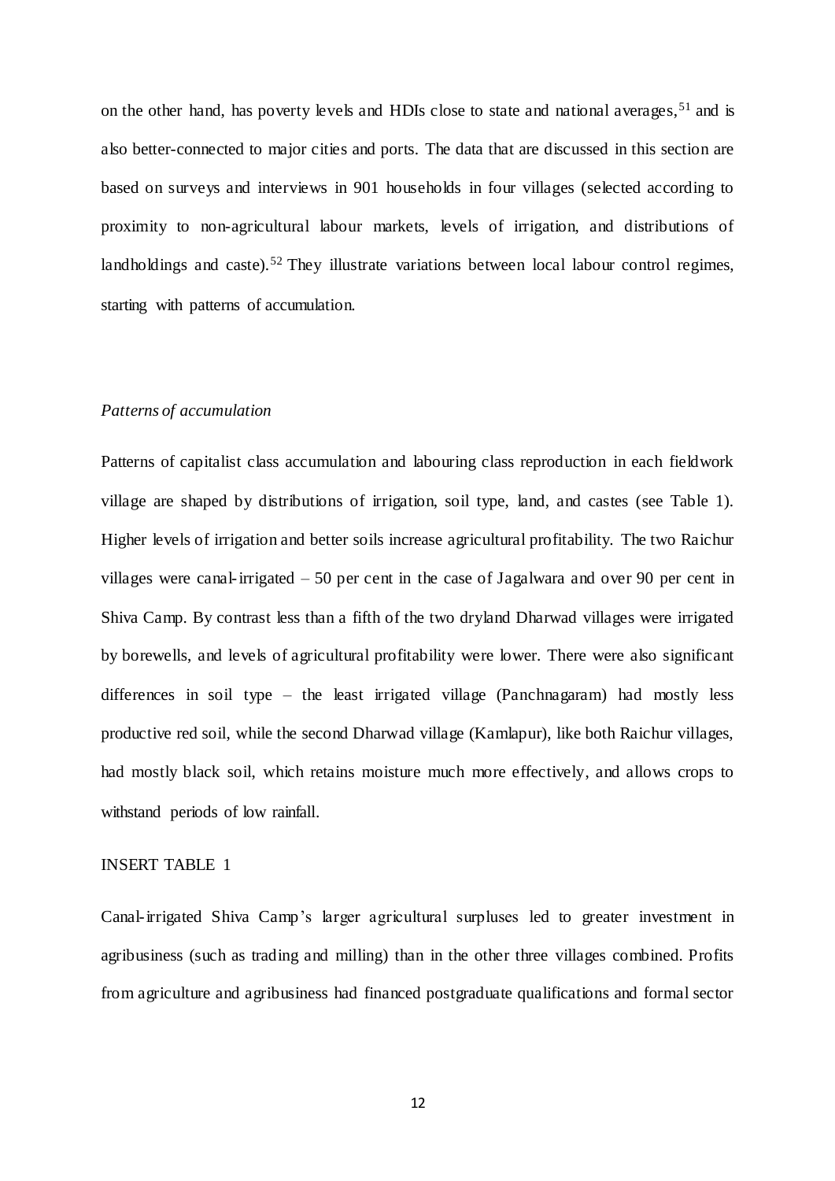on the other hand, has poverty levels and HDIs close to state and national averages,[51] and is also better-connected to major cities and ports. The data that are discussed in this section are based on surveys and interviews in 901 households in four villages (selected according to proximity to non-agricultural labour markets, levels of irrigation, and distributions of landholdings and caste).[52] They illustrate variations between local labour control regimes, starting with patterns of accumulation.

*Patterns of accumulation*

Patterns of capitalist class accumulation and labouring class reproduction in each fieldwork village are shaped by distributions of irrigation, soil type, land, and castes (see Table 1). Higher levels of irrigation and better soils increase agricultural profitability. The two Raichur villages were canal-irrigated – 50 per cent in the case of Jagalwara and over 90 per cent in Shiva Camp. By contrast less than a fifth of the two dryland Dharwad villages were irrigated by borewells, and levels of agricultural profitability were lower. There were also significant differences in soil type – the least irrigated village (Panchnagaram) had mostly less productive red soil, while the second Dharwad village (Kamlapur), like both Raichur villages, had mostly black soil, which retains moisture much more effectively, and allows crops to withstand periods of low rainfall.

INSERT TABLE 1

Canal-irrigated Shiva Camp's larger agricultural surpluses led to greater investment in agribusiness (such as trading and milling) than in the other three villages combined. Profits from agriculture and agribusiness had financed postgraduate qualifications and formal sector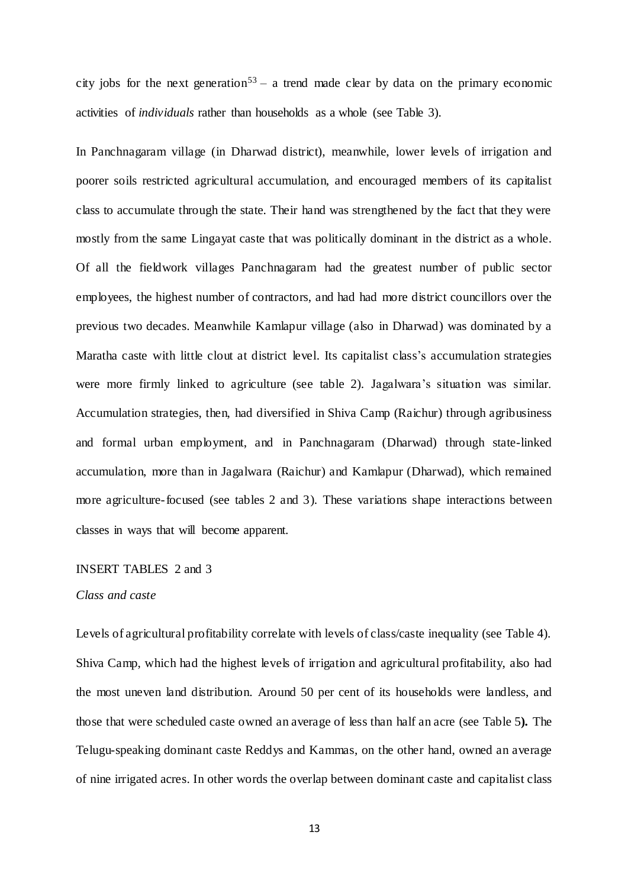city jobs for the next generation[53] – a trend made clear by data on the primary economic activities of *individuals* rather than households as a whole (see Table 3).

In Panchnagaram village (in Dharwad district), meanwhile, lower levels of irrigation and poorer soils restricted agricultural accumulation, and encouraged members of its capitalist class to accumulate through the state. Their hand was strengthened by the fact that they were mostly from the same Lingayat caste that was politically dominant in the district as a whole. Of all the fieldwork villages Panchnagaram had the greatest number of public sector employees, the highest number of contractors, and had had more district councillors over the previous two decades. Meanwhile Kamlapur village (also in Dharwad) was dominated by a Maratha caste with little clout at district level. Its capitalist class's accumulation strategies were more firmly linked to agriculture (see table 2). Jagalwara's situation was similar. Accumulation strategies, then, had diversified in Shiva Camp (Raichur) through agribusiness and formal urban employment, and in Panchnagaram (Dharwad) through state-linked accumulation, more than in Jagalwara (Raichur) and Kamlapur (Dharwad), which remained more agriculture-focused (see tables 2 and 3). These variations shape interactions between classes in ways that will become apparent.

INSERT TABLES 2 and 3

*Class and caste*

Levels of agricultural profitability correlate with levels of class/caste inequality (see Table 4). Shiva Camp, which had the highest levels of irrigation and agricultural profitability, also had the most uneven land distribution. Around 50 per cent of its households were landless, and those that were scheduled caste owned an average of less than half an acre (see Table 5**).** The Telugu-speaking dominant caste Reddys and Kammas, on the other hand, owned an average of nine irrigated acres. In other words the overlap between dominant caste and capitalist class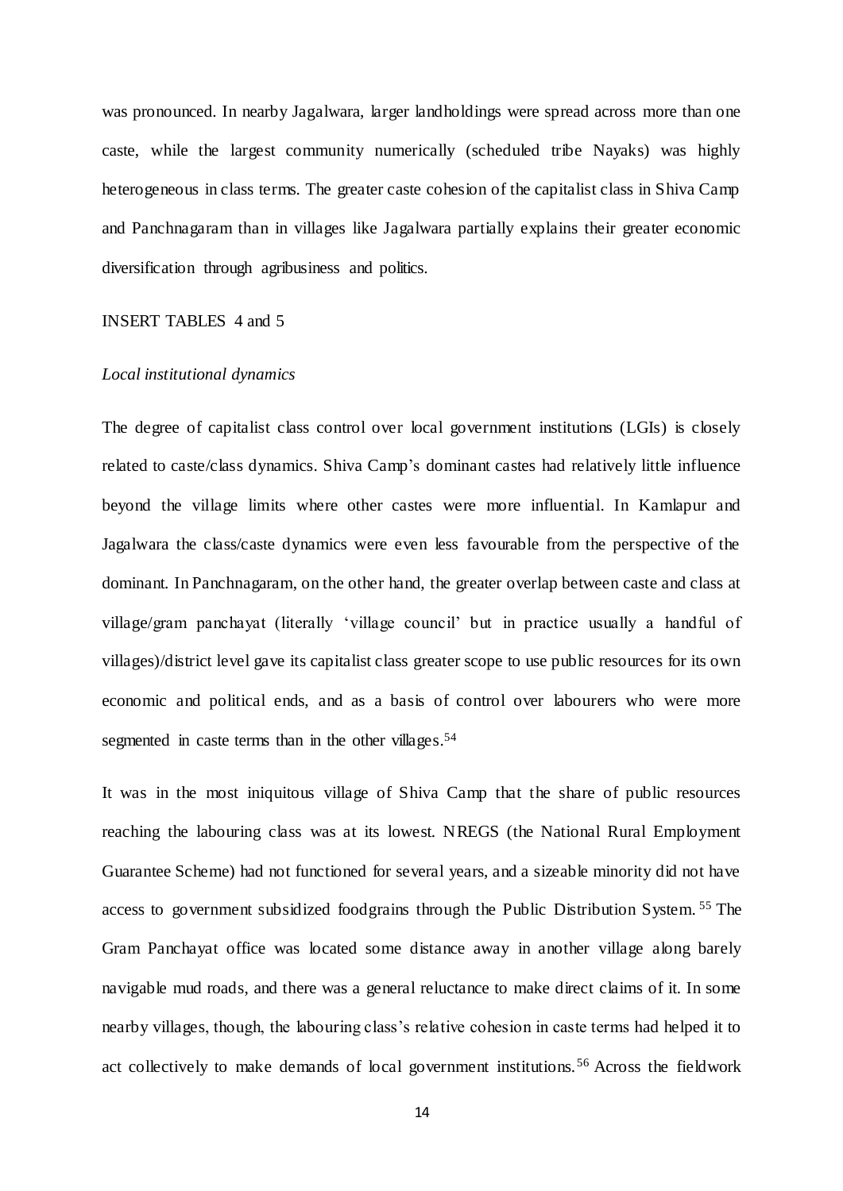was pronounced. In nearby Jagalwara, larger landholdings were spread across more than one caste, while the largest community numerically (scheduled tribe Nayaks) was highly heterogeneous in class terms. The greater caste cohesion of the capitalist class in Shiva Camp and Panchnagaram than in villages like Jagalwara partially explains their greater economic diversification through agribusiness and politics.

INSERT TABLES 4 and 5

*Local institutional dynamics*

The degree of capitalist class control over local government institutions (LGIs) is closely related to caste/class dynamics. Shiva Camp's dominant castes had relatively little influence beyond the village limits where other castes were more influential. In Kamlapur and Jagalwara the class/caste dynamics were even less favourable from the perspective of the dominant. In Panchnagaram, on the other hand, the greater overlap between caste and class at village/gram panchayat (literally 'village council' but in practice usually a handful of villages)/district level gave its capitalist class greater scope to use public resources for its own economic and political ends, and as a basis of control over labourers who were more segmented in caste terms than in the other villages.[54]

It was in the most iniquitous village of Shiva Camp that the share of public resources reaching the labouring class was at its lowest. NREGS (the National Rural Employment Guarantee Scheme) had not functioned for several years, and a sizeable minority did not have access to government subsidized foodgrains through the Public Distribution System.[55] The Gram Panchayat office was located some distance away in another village along barely navigable mud roads, and there was a general reluctance to make direct claims of it. In some nearby villages, though, the labouring class's relative cohesion in caste terms had helped it to act collectively to make demands of local government institutions.[56] Across the fieldwork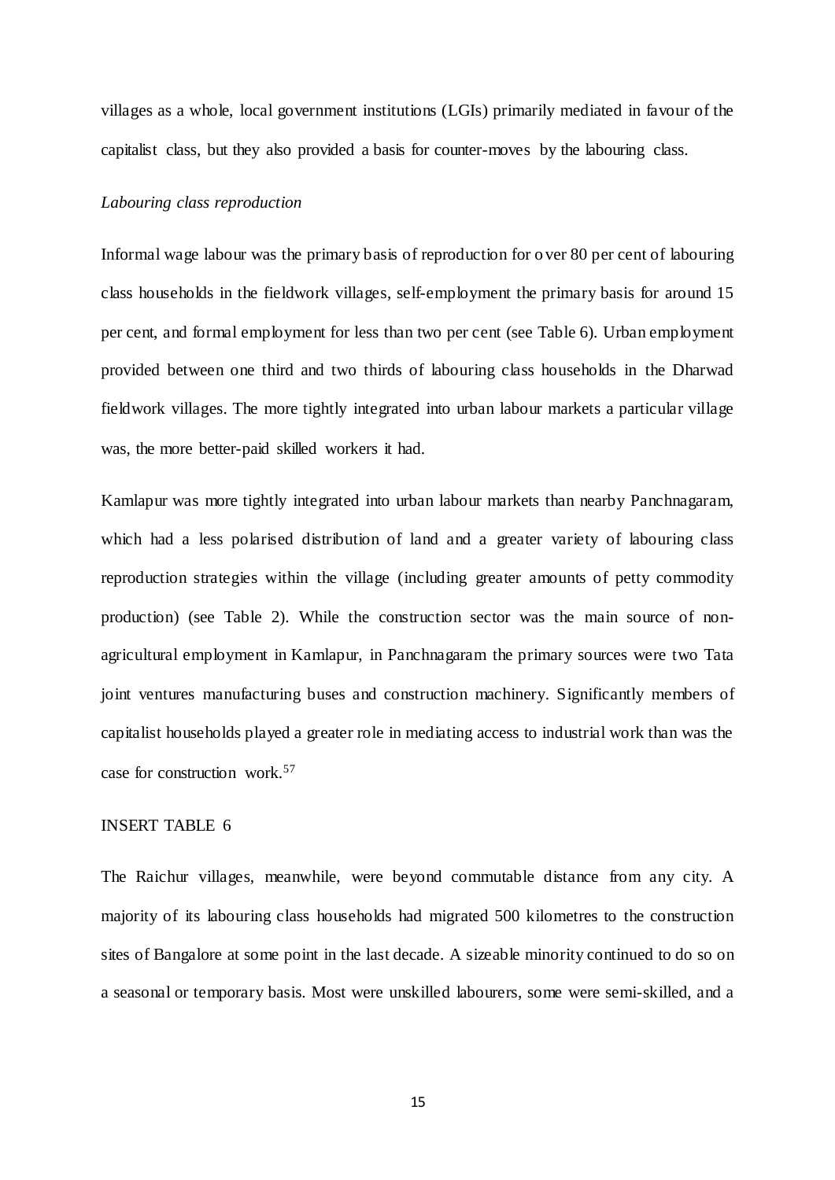villages as a whole, local government institutions (LGIs) primarily mediated in favour of the capitalist class, but they also provided a basis for counter-moves by the labouring class.

*Labouring class reproduction*

Informal wage labour was the primary basis of reproduction for over 80 per cent of labouring class households in the fieldwork villages, self-employment the primary basis for around 15 per cent, and formal employment for less than two per cent (see Table 6). Urban employment provided between one third and two thirds of labouring class households in the Dharwad fieldwork villages. The more tightly integrated into urban labour markets a particular village was, the more better-paid skilled workers it had.

Kamlapur was more tightly integrated into urban labour markets than nearby Panchnagaram, which had a less polarised distribution of land and a greater variety of labouring class reproduction strategies within the village (including greater amounts of petty commodity production) (see Table 2). While the construction sector was the main source of non-agricultural employment in Kamlapur, in Panchnagaram the primary sources were two Tata joint ventures manufacturing buses and construction machinery. Significantly members of capitalist households played a greater role in mediating access to industrial work than was the case for construction work.[57]

INSERT TABLE 6

The Raichur villages, meanwhile, were beyond commutable distance from any city. A majority of its labouring class households had migrated 500 kilometres to the construction sites of Bangalore at some point in the last decade. A sizeable minority continued to do so on a seasonal or temporary basis. Most were unskilled labourers, some were semi-skilled, and a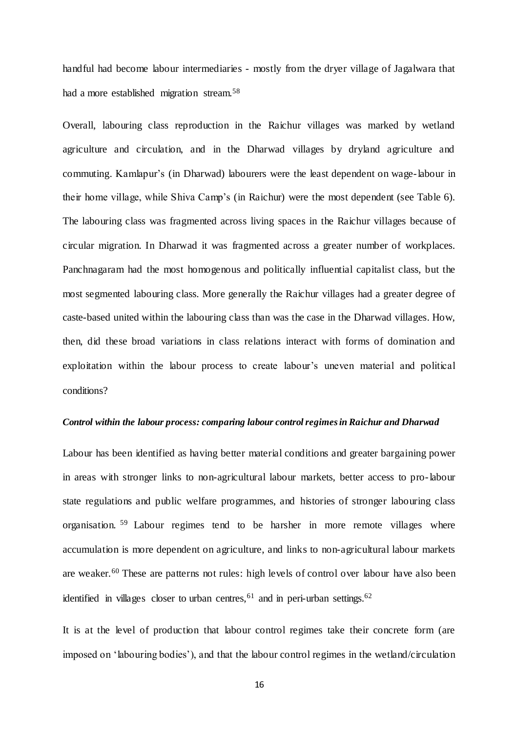handful had become labour intermediaries - mostly from the dryer village of Jagalwara that had a more established migration stream.[58]

Overall, labouring class reproduction in the Raichur villages was marked by wetland agriculture and circulation, and in the Dharwad villages by dryland agriculture and commuting. Kamlapur's (in Dharwad) labourers were the least dependent on wage-labour in their home village, while Shiva Camp's (in Raichur) were the most dependent (see Table 6). The labouring class was fragmented across living spaces in the Raichur villages because of circular migration. In Dharwad it was fragmented across a greater number of workplaces. Panchnagaram had the most homogenous and politically influential capitalist class, but the most segmented labouring class. More generally the Raichur villages had a greater degree of caste-based united within the labouring class than was the case in the Dharwad villages. How, then, did these broad variations in class relations interact with forms of domination and exploitation within the labour process to create labour's uneven material and political conditions?

***Control within the labour process: comparing labour control regimes in Raichur and Dharwad***

Labour has been identified as having better material conditions and greater bargaining power in areas with stronger links to non-agricultural labour markets, better access to pro-labour state regulations and public welfare programmes, and histories of stronger labouring class organisation.[59] Labour regimes tend to be harsher in more remote villages where accumulation is more dependent on agriculture, and links to non-agricultural labour markets are weaker.[60] These are patterns not rules: high levels of control over labour have also been identified in villages closer to urban centres,[61] and in peri-urban settings.[62]

It is at the level of production that labour control regimes take their concrete form (are imposed on 'labouring bodies'), and that the labour control regimes in the wetland/circulation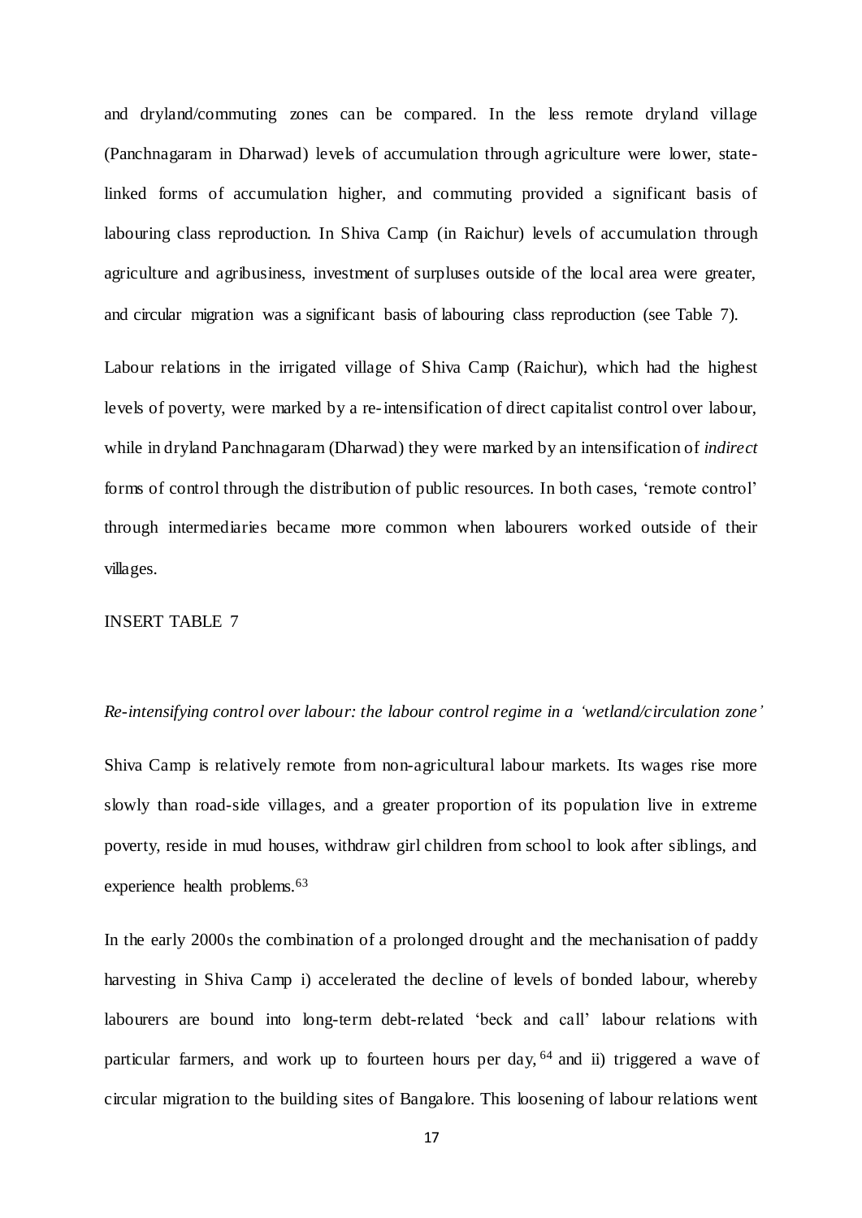and dryland/commuting zones can be compared. In the less remote dryland village (Panchnagaram in Dharwad) levels of accumulation through agriculture were lower, state-linked forms of accumulation higher, and commuting provided a significant basis of labouring class reproduction. In Shiva Camp (in Raichur) levels of accumulation through agriculture and agribusiness, investment of surpluses outside of the local area were greater, and circular migration was a significant basis of labouring class reproduction (see Table 7).

Labour relations in the irrigated village of Shiva Camp (Raichur), which had the highest levels of poverty, were marked by a re-intensification of direct capitalist control over labour, while in dryland Panchnagaram (Dharwad) they were marked by an intensification of *indirect* forms of control through the distribution of public resources. In both cases, 'remote control' through intermediaries became more common when labourers worked outside of their villages.

INSERT TABLE 7

*Re-intensifying control over labour: the labour control regime in a 'wetland/circulation zone'*

Shiva Camp is relatively remote from non-agricultural labour markets. Its wages rise more slowly than road-side villages, and a greater proportion of its population live in extreme poverty, reside in mud houses, withdraw girl children from school to look after siblings, and experience health problems.[63]

In the early 2000s the combination of a prolonged drought and the mechanisation of paddy harvesting in Shiva Camp i) accelerated the decline of levels of bonded labour, whereby labourers are bound into long-term debt-related 'beck and call' labour relations with particular farmers, and work up to fourteen hours per day,[64] and ii) triggered a wave of circular migration to the building sites of Bangalore. This loosening of labour relations went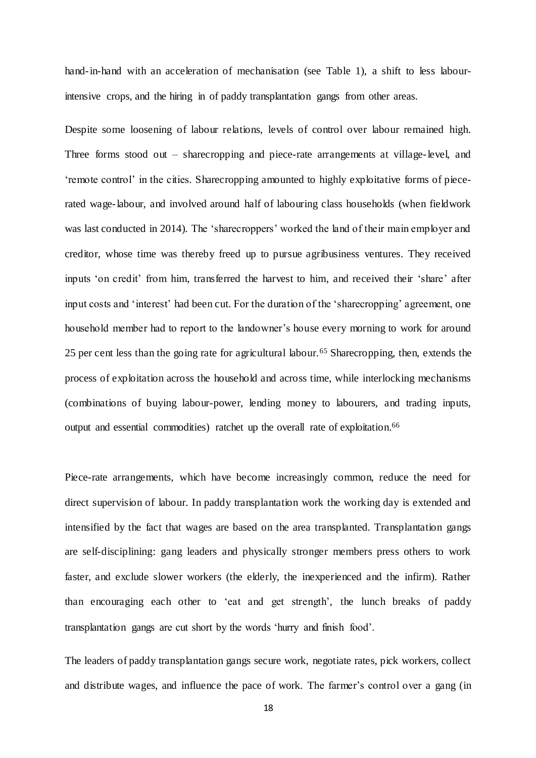hand-in-hand with an acceleration of mechanisation (see Table 1), a shift to less labour-intensive crops, and the hiring in of paddy transplantation gangs from other areas.

Despite some loosening of labour relations, levels of control over labour remained high. Three forms stood out – sharecropping and piece-rate arrangements at village-level, and 'remote control' in the cities. Sharecropping amounted to highly exploitative forms of piece-rated wage-labour, and involved around half of labouring class households (when fieldwork was last conducted in 2014). The 'sharecroppers' worked the land of their main employer and creditor, whose time was thereby freed up to pursue agribusiness ventures. They received inputs 'on credit' from him, transferred the harvest to him, and received their 'share' after input costs and 'interest' had been cut. For the duration of the 'sharecropping' agreement, one household member had to report to the landowner's house every morning to work for around 25 per cent less than the going rate for agricultural labour.[65] Sharecropping, then, extends the process of exploitation across the household and across time, while interlocking mechanisms (combinations of buying labour-power, lending money to labourers, and trading inputs, output and essential commodities) ratchet up the overall rate of exploitation.[66]

Piece-rate arrangements, which have become increasingly common, reduce the need for direct supervision of labour. In paddy transplantation work the working day is extended and intensified by the fact that wages are based on the area transplanted. Transplantation gangs are self-disciplining: gang leaders and physically stronger members press others to work faster, and exclude slower workers (the elderly, the inexperienced and the infirm). Rather than encouraging each other to 'eat and get strength', the lunch breaks of paddy transplantation gangs are cut short by the words 'hurry and finish food'.

The leaders of paddy transplantation gangs secure work, negotiate rates, pick workers, collect and distribute wages, and influence the pace of work. The farmer's control over a gang (in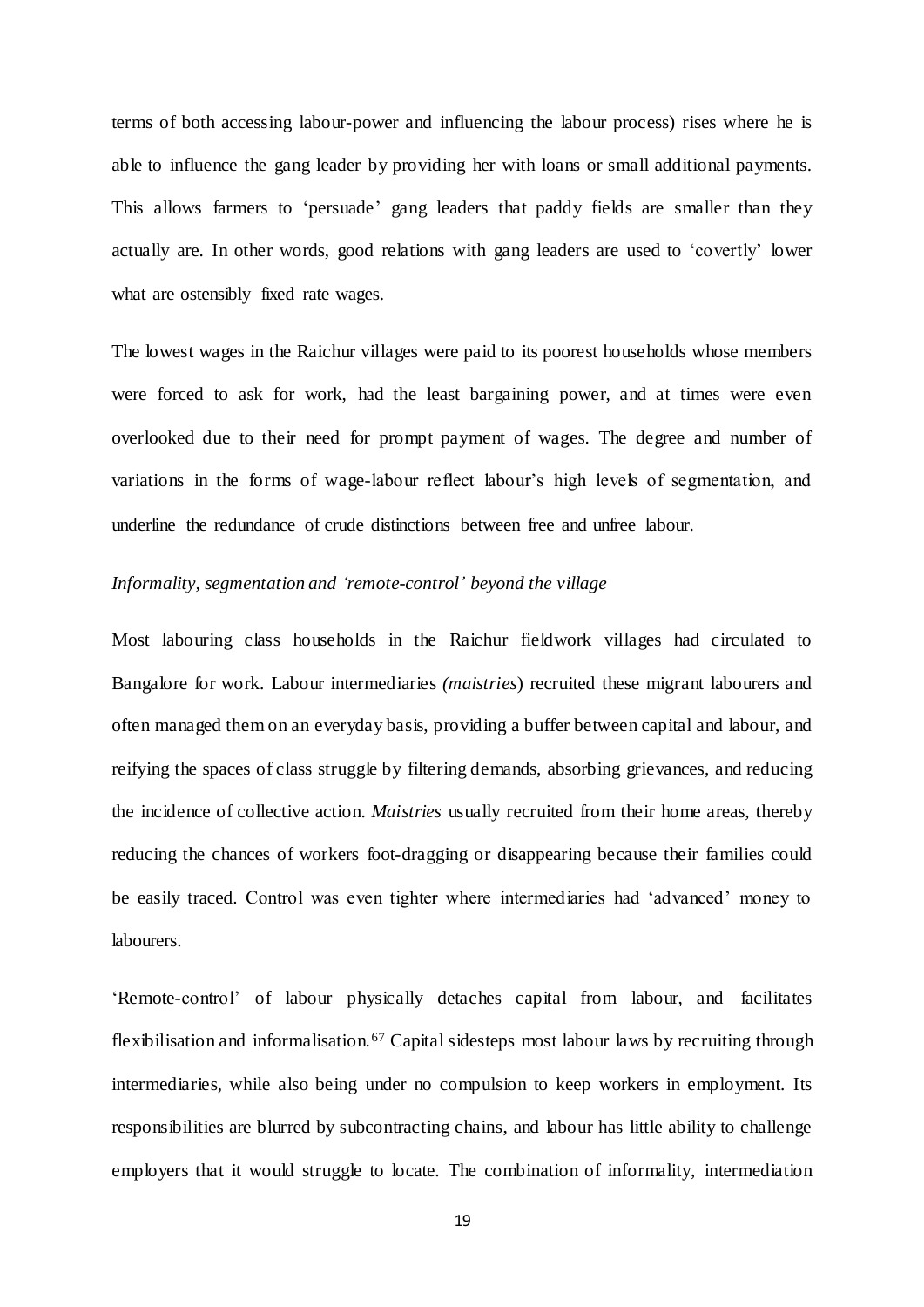terms of both accessing labour-power and influencing the labour process) rises where he is able to influence the gang leader by providing her with loans or small additional payments. This allows farmers to 'persuade' gang leaders that paddy fields are smaller than they actually are. In other words, good relations with gang leaders are used to 'covertly' lower what are ostensibly fixed rate wages.

The lowest wages in the Raichur villages were paid to its poorest households whose members were forced to ask for work, had the least bargaining power, and at times were even overlooked due to their need for prompt payment of wages. The degree and number of variations in the forms of wage-labour reflect labour's high levels of segmentation, and underline the redundance of crude distinctions between free and unfree labour.

*Informality, segmentation and 'remote-control' beyond the village*

Most labouring class households in the Raichur fieldwork villages had circulated to Bangalore for work. Labour intermediaries *(maistries*) recruited these migrant labourers and often managed them on an everyday basis, providing a buffer between capital and labour, and reifying the spaces of class struggle by filtering demands, absorbing grievances, and reducing the incidence of collective action. *Maistries* usually recruited from their home areas, thereby reducing the chances of workers foot-dragging or disappearing because their families could be easily traced. Control was even tighter where intermediaries had 'advanced' money to labourers.

'Remote-control' of labour physically detaches capital from labour, and facilitates flexibilisation and informalisation.[67] Capital sidesteps most labour laws by recruiting through intermediaries, while also being under no compulsion to keep workers in employment. Its responsibilities are blurred by subcontracting chains, and labour has little ability to challenge employers that it would struggle to locate. The combination of informality, intermediation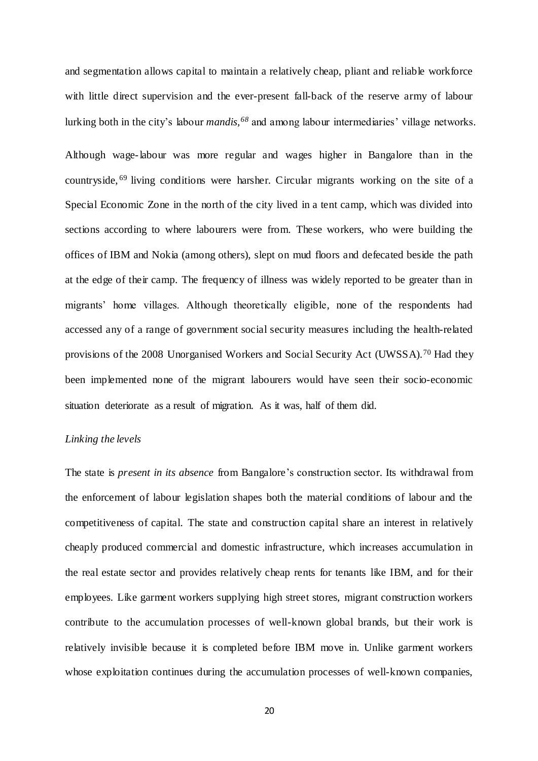and segmentation allows capital to maintain a relatively cheap, pliant and reliable workforce with little direct supervision and the ever-present fall-back of the reserve army of labour lurking both in the city's labour *mandis,*[68] and among labour intermediaries' village networks.

Although wage-labour was more regular and wages higher in Bangalore than in the countryside,[69] living conditions were harsher. Circular migrants working on the site of a Special Economic Zone in the north of the city lived in a tent camp, which was divided into sections according to where labourers were from. These workers, who were building the offices of IBM and Nokia (among others), slept on mud floors and defecated beside the path at the edge of their camp. The frequency of illness was widely reported to be greater than in migrants' home villages. Although theoretically eligible, none of the respondents had accessed any of a range of government social security measures including the health-related provisions of the 2008 Unorganised Workers and Social Security Act (UWSSA).[70] Had they been implemented none of the migrant labourers would have seen their socio-economic situation deteriorate as a result of migration. As it was, half of them did.

*Linking the levels*

The state is *present in its absence* from Bangalore's construction sector. Its withdrawal from the enforcement of labour legislation shapes both the material conditions of labour and the competitiveness of capital. The state and construction capital share an interest in relatively cheaply produced commercial and domestic infrastructure, which increases accumulation in the real estate sector and provides relatively cheap rents for tenants like IBM, and for their employees. Like garment workers supplying high street stores, migrant construction workers contribute to the accumulation processes of well-known global brands, but their work is relatively invisible because it is completed before IBM move in. Unlike garment workers whose exploitation continues during the accumulation processes of well-known companies,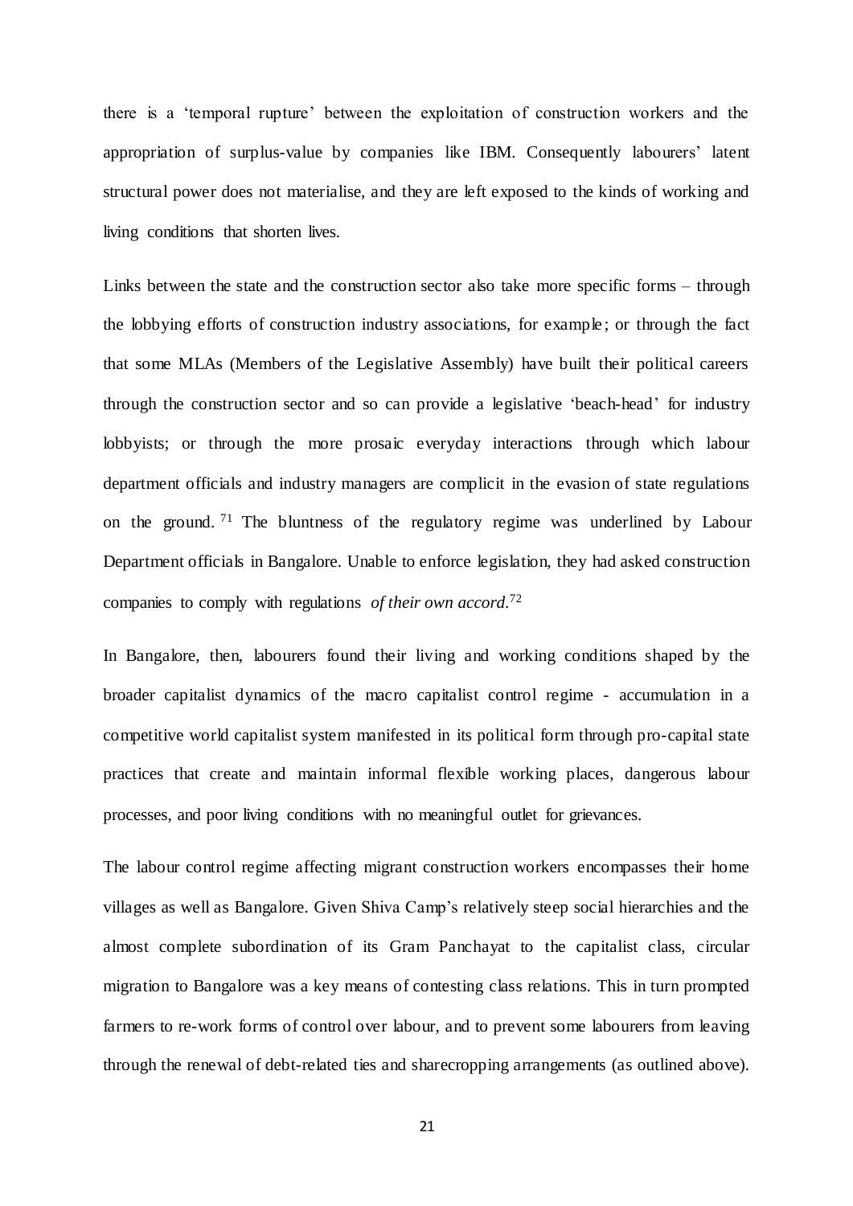there is a 'temporal rupture' between the exploitation of construction workers and the appropriation of surplus-value by companies like IBM. Consequently labourers' latent structural power does not materialise, and they are left exposed to the kinds of working and living conditions that shorten lives.

Links between the state and the construction sector also take more specific forms – through the lobbying efforts of construction industry associations, for example; or through the fact that some MLAs (Members of the Legislative Assembly) have built their political careers through the construction sector and so can provide a legislative 'beach-head' for industry lobbyists; or through the more prosaic everyday interactions through which labour department officials and industry managers are complicit in the evasion of state regulations on the ground.[71] The bluntness of the regulatory regime was underlined by Labour Department officials in Bangalore. Unable to enforce legislation, they had asked construction companies to comply with regulations *of their own accord*.[72]

In Bangalore, then, labourers found their living and working conditions shaped by the broader capitalist dynamics of the macro capitalist control regime - accumulation in a competitive world capitalist system manifested in its political form through pro-capital state practices that create and maintain informal flexible working places, dangerous labour processes, and poor living conditions with no meaningful outlet for grievances.

The labour control regime affecting migrant construction workers encompasses their home villages as well as Bangalore. Given Shiva Camp's relatively steep social hierarchies and the almost complete subordination of its Gram Panchayat to the capitalist class, circular migration to Bangalore was a key means of contesting class relations. This in turn prompted farmers to re-work forms of control over labour, and to prevent some labourers from leaving through the renewal of debt-related ties and sharecropping arrangements (as outlined above).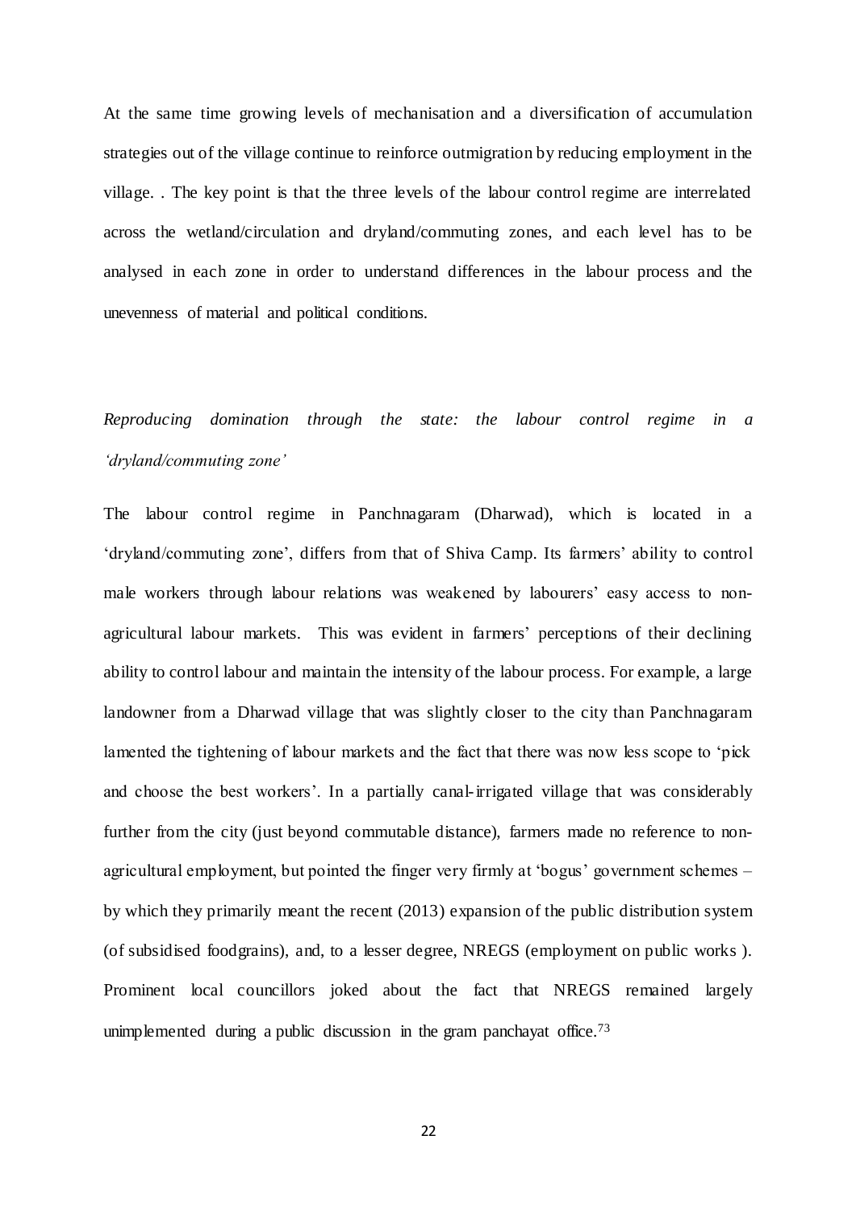At the same time growing levels of mechanisation and a diversification of accumulation strategies out of the village continue to reinforce outmigration by reducing employment in the village. . The key point is that the three levels of the labour control regime are interrelated across the wetland/circulation and dryland/commuting zones, and each level has to be analysed in each zone in order to understand differences in the labour process and the unevenness of material and political conditions.

*Reproducing domination through the state: the labour control regime in a 'dryland/commuting zone'*

The labour control regime in Panchnagaram (Dharwad), which is located in a 'dryland/commuting zone', differs from that of Shiva Camp. Its farmers' ability to control male workers through labour relations was weakened by labourers' easy access to non-agricultural labour markets. This was evident in farmers' perceptions of their declining ability to control labour and maintain the intensity of the labour process. For example, a large landowner from a Dharwad village that was slightly closer to the city than Panchnagaram lamented the tightening of labour markets and the fact that there was now less scope to 'pick and choose the best workers'. In a partially canal-irrigated village that was considerably further from the city (just beyond commutable distance), farmers made no reference to non-agricultural employment, but pointed the finger very firmly at 'bogus' government schemes – by which they primarily meant the recent (2013) expansion of the public distribution system (of subsidised foodgrains), and, to a lesser degree, NREGS (employment on public works ). Prominent local councillors joked about the fact that NREGS remained largely unimplemented during a public discussion in the gram panchayat office.[73]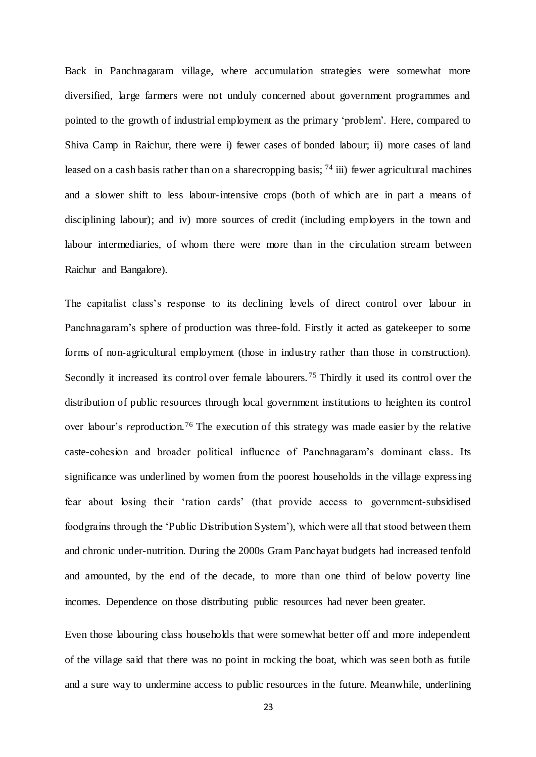Back in Panchnagaram village, where accumulation strategies were somewhat more diversified, large farmers were not unduly concerned about government programmes and pointed to the growth of industrial employment as the primary 'problem'. Here, compared to Shiva Camp in Raichur, there were i) fewer cases of bonded labour; ii) more cases of land leased on a cash basis rather than on a sharecropping basis; [74] iii) fewer agricultural machines and a slower shift to less labour-intensive crops (both of which are in part a means of disciplining labour); and iv) more sources of credit (including employers in the town and labour intermediaries, of whom there were more than in the circulation stream between Raichur and Bangalore).

The capitalist class's response to its declining levels of direct control over labour in Panchnagaram's sphere of production was three-fold. Firstly it acted as gatekeeper to some forms of non-agricultural employment (those in industry rather than those in construction). Secondly it increased its control over female labourers.[75] Thirdly it used its control over the distribution of public resources through local government institutions to heighten its control over labour's *re*production.[76] The execution of this strategy was made easier by the relative caste-cohesion and broader political influence of Panchnagaram's dominant class. Its significance was underlined by women from the poorest households in the village expressing fear about losing their 'ration cards' (that provide access to government-subsidised foodgrains through the 'Public Distribution System'), which were all that stood between them and chronic under-nutrition. During the 2000s Gram Panchayat budgets had increased tenfold and amounted, by the end of the decade, to more than one third of below poverty line incomes. Dependence on those distributing public resources had never been greater.

Even those labouring class households that were somewhat better off and more independent of the village said that there was no point in rocking the boat, which was seen both as futile and a sure way to undermine access to public resources in the future. Meanwhile, underlining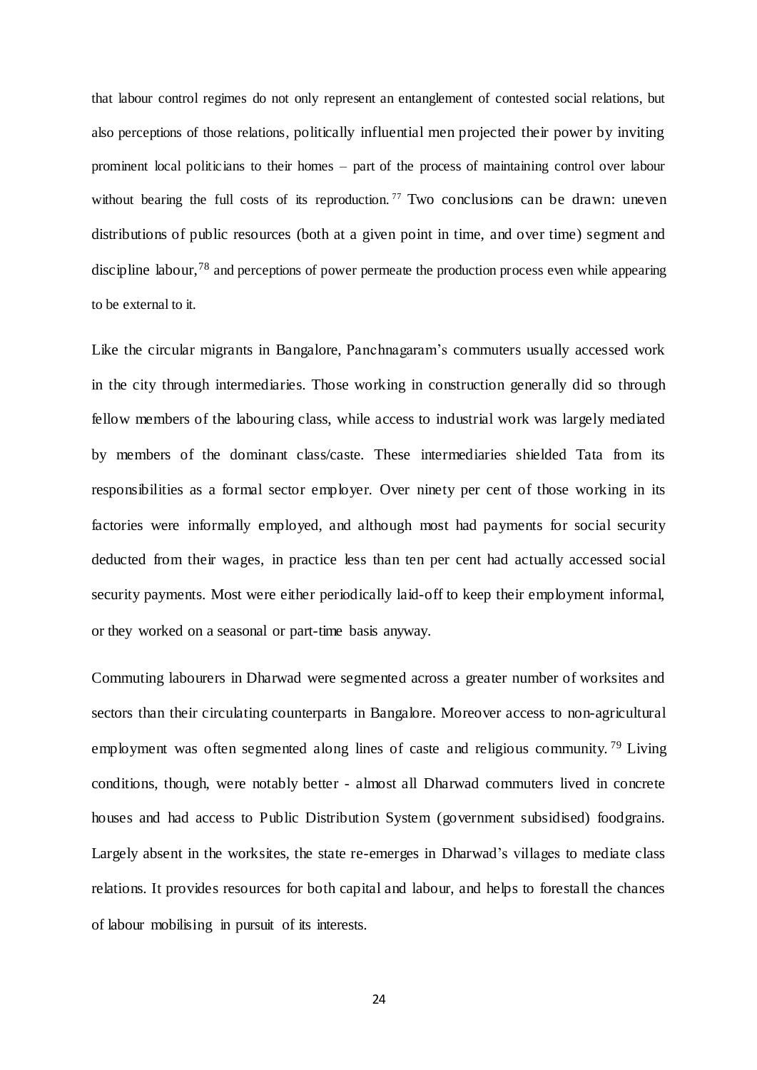that labour control regimes do not only represent an entanglement of contested social relations, but also perceptions of those relations, politically influential men projected their power by inviting prominent local politicians to their homes – part of the process of maintaining control over labour without bearing the full costs of its reproduction.[77] Two conclusions can be drawn: uneven distributions of public resources (both at a given point in time, and over time) segment and discipline labour,[78] and perceptions of power permeate the production process even while appearing to be external to it.

Like the circular migrants in Bangalore, Panchnagaram's commuters usually accessed work in the city through intermediaries. Those working in construction generally did so through fellow members of the labouring class, while access to industrial work was largely mediated by members of the dominant class/caste. These intermediaries shielded Tata from its responsibilities as a formal sector employer. Over ninety per cent of those working in its factories were informally employed, and although most had payments for social security deducted from their wages, in practice less than ten per cent had actually accessed social security payments. Most were either periodically laid-off to keep their employment informal, or they worked on a seasonal or part-time basis anyway.

Commuting labourers in Dharwad were segmented across a greater number of worksites and sectors than their circulating counterparts in Bangalore. Moreover access to non-agricultural employment was often segmented along lines of caste and religious community.[79] Living conditions, though, were notably better - almost all Dharwad commuters lived in concrete houses and had access to Public Distribution System (government subsidised) foodgrains. Largely absent in the worksites, the state re-emerges in Dharwad's villages to mediate class relations. It provides resources for both capital and labour, and helps to forestall the chances of labour mobilising in pursuit of its interests.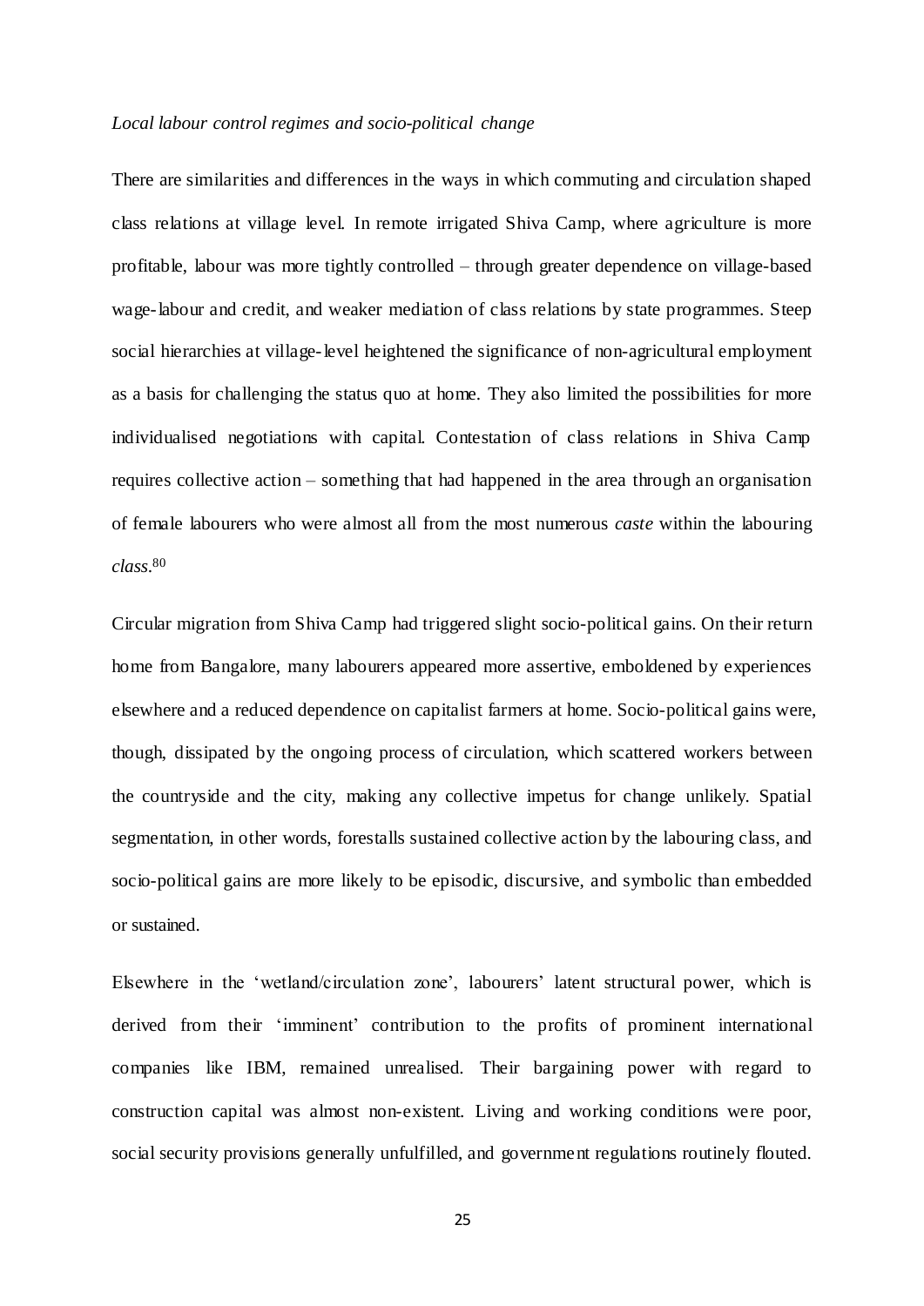*Local labour control regimes and socio-political change*

There are similarities and differences in the ways in which commuting and circulation shaped class relations at village level. In remote irrigated Shiva Camp, where agriculture is more profitable, labour was more tightly controlled – through greater dependence on village-based wage-labour and credit, and weaker mediation of class relations by state programmes. Steep social hierarchies at village-level heightened the significance of non-agricultural employment as a basis for challenging the status quo at home. They also limited the possibilities for more individualised negotiations with capital. Contestation of class relations in Shiva Camp requires collective action – something that had happened in the area through an organisation of female labourers who were almost all from the most numerous *caste* within the labouring *class*.[80]

Circular migration from Shiva Camp had triggered slight socio-political gains. On their return home from Bangalore, many labourers appeared more assertive, emboldened by experiences elsewhere and a reduced dependence on capitalist farmers at home. Socio-political gains were, though, dissipated by the ongoing process of circulation, which scattered workers between the countryside and the city, making any collective impetus for change unlikely. Spatial segmentation, in other words, forestalls sustained collective action by the labouring class, and socio-political gains are more likely to be episodic, discursive, and symbolic than embedded or sustained.

Elsewhere in the 'wetland/circulation zone', labourers' latent structural power, which is derived from their 'imminent' contribution to the profits of prominent international companies like IBM, remained unrealised. Their bargaining power with regard to construction capital was almost non-existent. Living and working conditions were poor, social security provisions generally unfulfilled, and government regulations routinely flouted.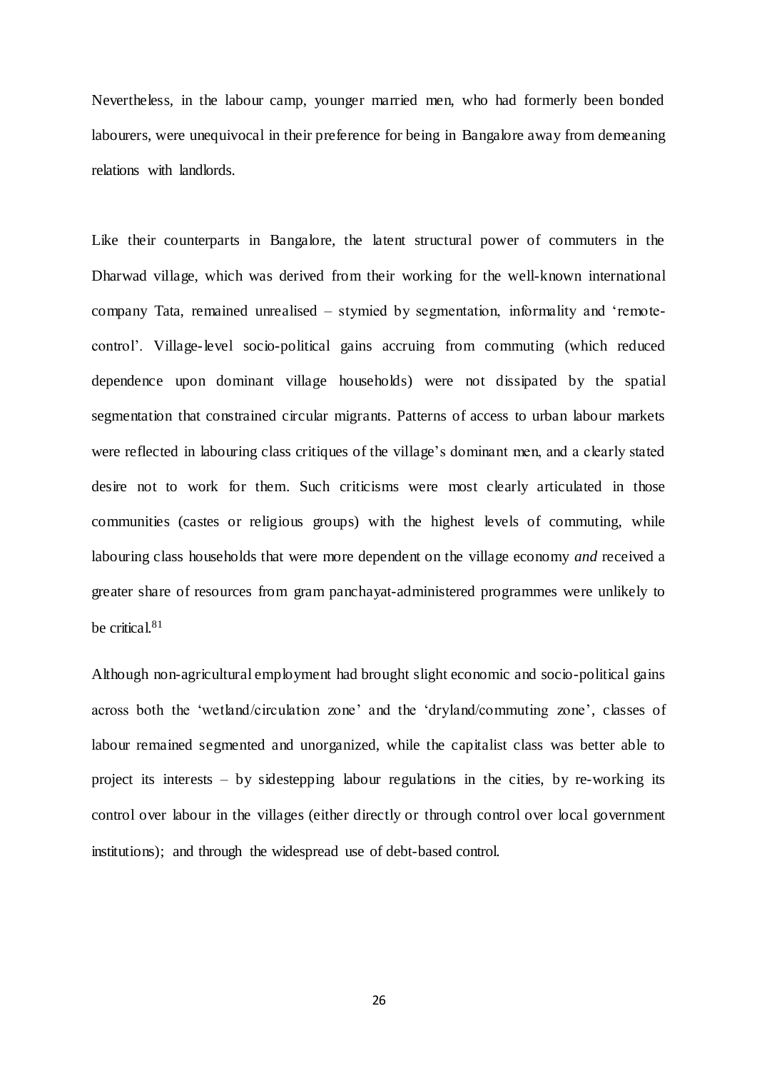Nevertheless, in the labour camp, younger married men, who had formerly been bonded labourers, were unequivocal in their preference for being in Bangalore away from demeaning relations with landlords.

Like their counterparts in Bangalore, the latent structural power of commuters in the Dharwad village, which was derived from their working for the well-known international company Tata, remained unrealised – stymied by segmentation, informality and 'remote-control'. Village-level socio-political gains accruing from commuting (which reduced dependence upon dominant village households) were not dissipated by the spatial segmentation that constrained circular migrants. Patterns of access to urban labour markets were reflected in labouring class critiques of the village's dominant men, and a clearly stated desire not to work for them. Such criticisms were most clearly articulated in those communities (castes or religious groups) with the highest levels of commuting, while labouring class households that were more dependent on the village economy *and* received a greater share of resources from gram panchayat-administered programmes were unlikely to be critical.[81]

Although non-agricultural employment had brought slight economic and socio-political gains across both the 'wetland/circulation zone' and the 'dryland/commuting zone', classes of labour remained segmented and unorganized, while the capitalist class was better able to project its interests – by sidestepping labour regulations in the cities, by re-working its control over labour in the villages (either directly or through control over local government institutions); and through the widespread use of debt-based control.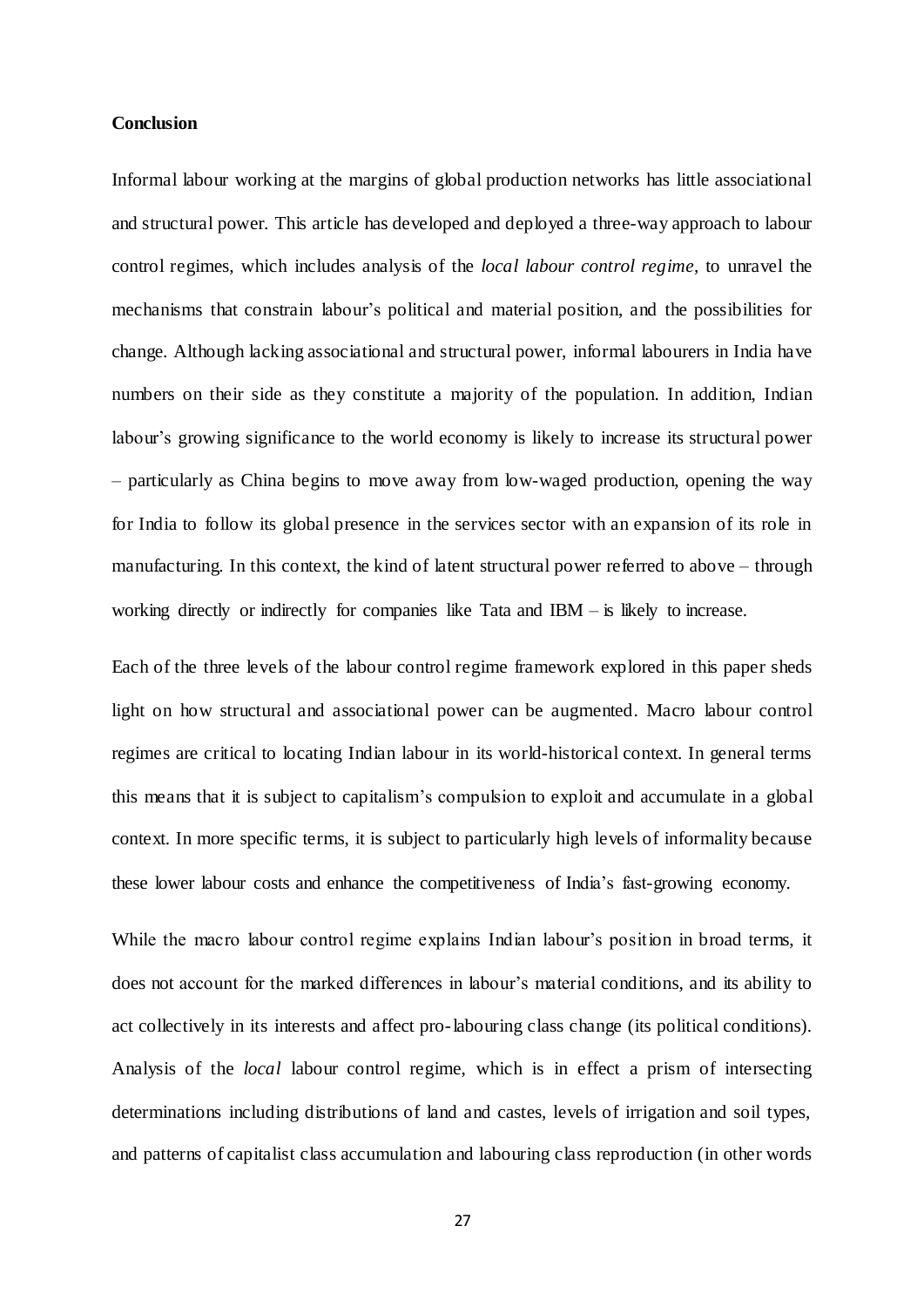**Conclusion**

Informal labour working at the margins of global production networks has little associational and structural power. This article has developed and deployed a three-way approach to labour control regimes, which includes analysis of the *local labour control regime*, to unravel the mechanisms that constrain labour's political and material position, and the possibilities for change. Although lacking associational and structural power, informal labourers in India have numbers on their side as they constitute a majority of the population. In addition, Indian labour's growing significance to the world economy is likely to increase its structural power – particularly as China begins to move away from low-waged production, opening the way for India to follow its global presence in the services sector with an expansion of its role in manufacturing. In this context, the kind of latent structural power referred to above – through working directly or indirectly for companies like Tata and IBM – is likely to increase.

Each of the three levels of the labour control regime framework explored in this paper sheds light on how structural and associational power can be augmented. Macro labour control regimes are critical to locating Indian labour in its world-historical context. In general terms this means that it is subject to capitalism's compulsion to exploit and accumulate in a global context. In more specific terms, it is subject to particularly high levels of informality because these lower labour costs and enhance the competitiveness of India's fast-growing economy.

While the macro labour control regime explains Indian labour's position in broad terms, it does not account for the marked differences in labour's material conditions, and its ability to act collectively in its interests and affect pro-labouring class change (its political conditions). Analysis of the *local* labour control regime, which is in effect a prism of intersecting determinations including distributions of land and castes, levels of irrigation and soil types, and patterns of capitalist class accumulation and labouring class reproduction (in other words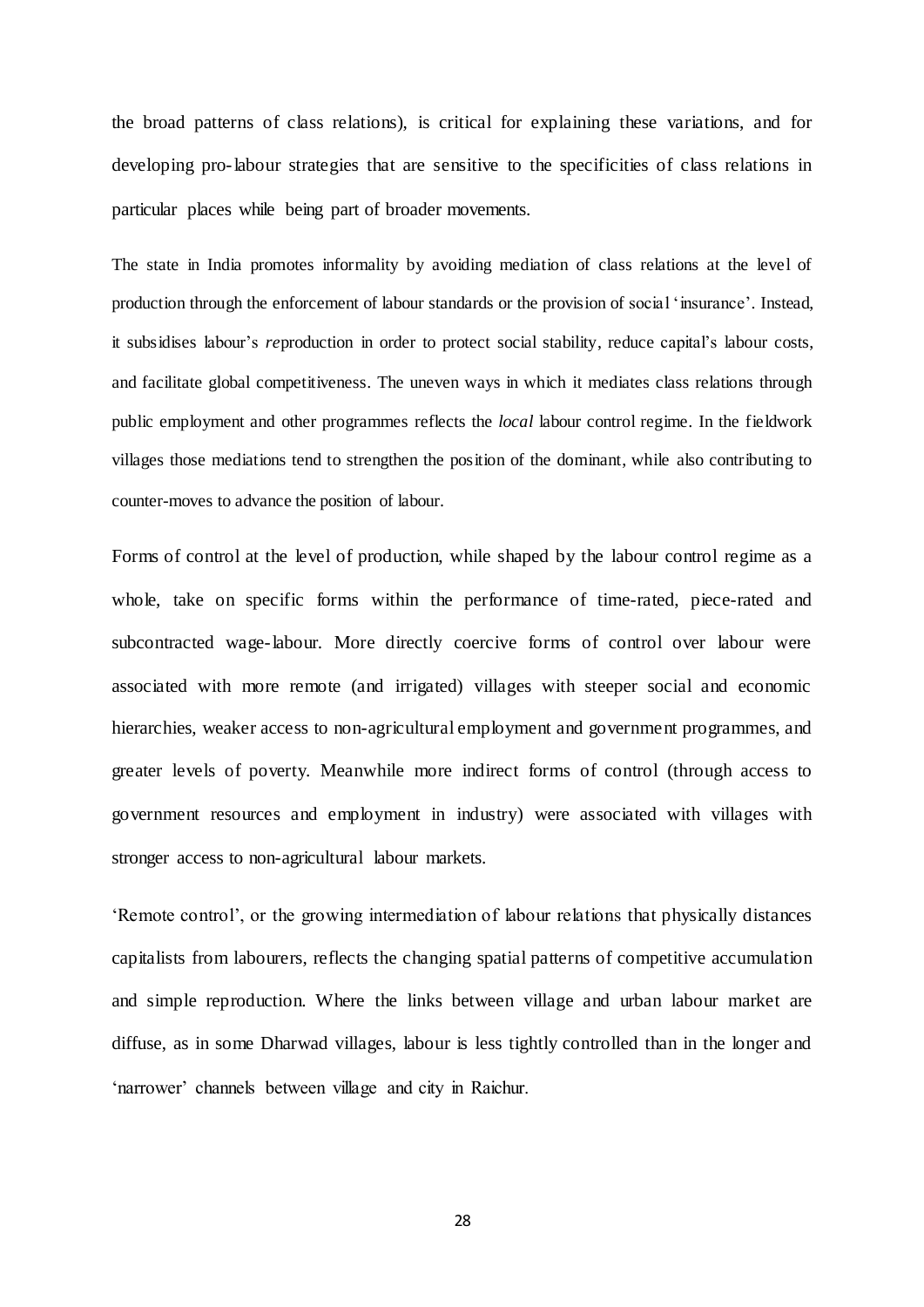the broad patterns of class relations), is critical for explaining these variations, and for developing pro-labour strategies that are sensitive to the specificities of class relations in particular places while being part of broader movements.

The state in India promotes informality by avoiding mediation of class relations at the level of production through the enforcement of labour standards or the provision of social 'insurance'. Instead, it subsidises labour's *re*production in order to protect social stability, reduce capital's labour costs, and facilitate global competitiveness. The uneven ways in which it mediates class relations through public employment and other programmes reflects the *local* labour control regime. In the fieldwork villages those mediations tend to strengthen the position of the dominant, while also contributing to counter-moves to advance the position of labour.

Forms of control at the level of production, while shaped by the labour control regime as a whole, take on specific forms within the performance of time-rated, piece-rated and subcontracted wage-labour. More directly coercive forms of control over labour were associated with more remote (and irrigated) villages with steeper social and economic hierarchies, weaker access to non-agricultural employment and government programmes, and greater levels of poverty. Meanwhile more indirect forms of control (through access to government resources and employment in industry) were associated with villages with stronger access to non-agricultural labour markets.

'Remote control', or the growing intermediation of labour relations that physically distances capitalists from labourers, reflects the changing spatial patterns of competitive accumulation and simple reproduction. Where the links between village and urban labour market are diffuse, as in some Dharwad villages, labour is less tightly controlled than in the longer and 'narrower' channels between village and city in Raichur.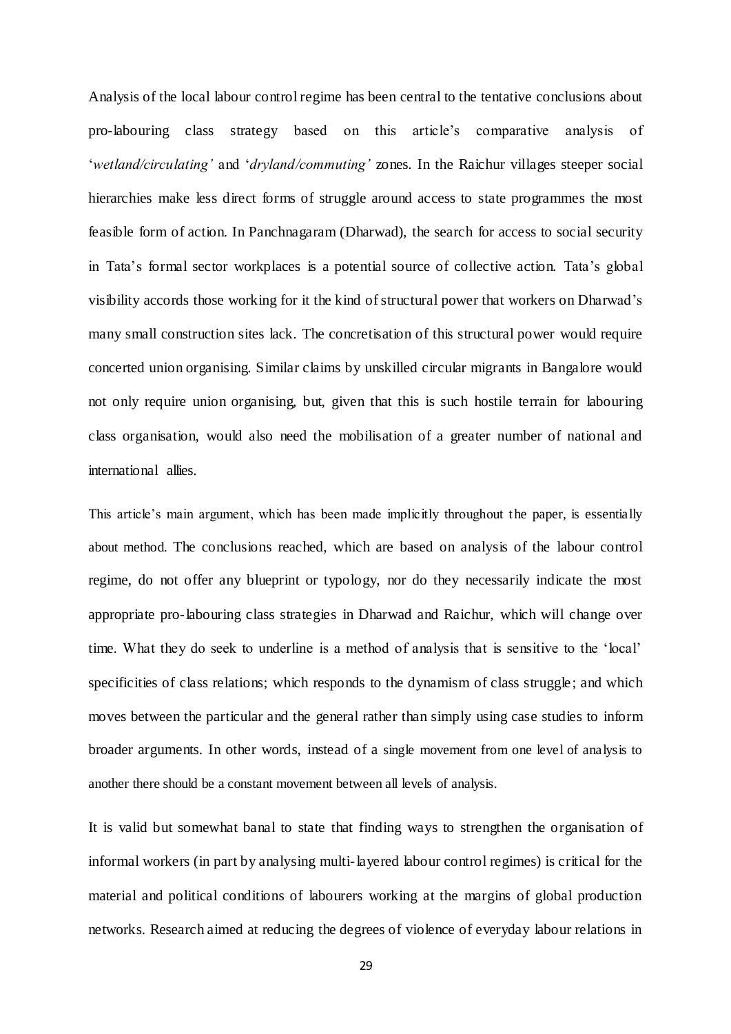Analysis of the local labour control regime has been central to the tentative conclusions about pro-labouring class strategy based on this article's comparative analysis of '*wetland/circulating'* and '*dryland/commuting'* zones. In the Raichur villages steeper social hierarchies make less direct forms of struggle around access to state programmes the most feasible form of action. In Panchnagaram (Dharwad), the search for access to social security in Tata's formal sector workplaces is a potential source of collective action. Tata's global visibility accords those working for it the kind of structural power that workers on Dharwad's many small construction sites lack. The concretisation of this structural power would require concerted union organising. Similar claims by unskilled circular migrants in Bangalore would not only require union organising, but, given that this is such hostile terrain for labouring class organisation, would also need the mobilisation of a greater number of national and international allies.

This article's main argument, which has been made implicitly throughout the paper, is essentially about method. The conclusions reached, which are based on analysis of the labour control regime, do not offer any blueprint or typology, nor do they necessarily indicate the most appropriate pro-labouring class strategies in Dharwad and Raichur, which will change over time. What they do seek to underline is a method of analysis that is sensitive to the 'local' specificities of class relations; which responds to the dynamism of class struggle; and which moves between the particular and the general rather than simply using case studies to inform broader arguments. In other words, instead of a single movement from one level of analysis to another there should be a constant movement between all levels of analysis.

It is valid but somewhat banal to state that finding ways to strengthen the organisation of informal workers (in part by analysing multi-layered labour control regimes) is critical for the material and political conditions of labourers working at the margins of global production networks. Research aimed at reducing the degrees of violence of everyday labour relations in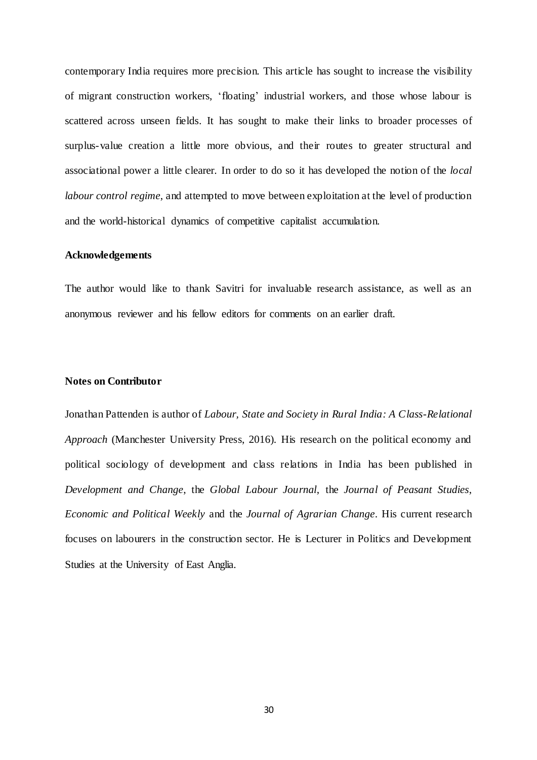contemporary India requires more precision. This article has sought to increase the visibility of migrant construction workers, 'floating' industrial workers, and those whose labour is scattered across unseen fields. It has sought to make their links to broader processes of surplus-value creation a little more obvious, and their routes to greater structural and associational power a little clearer. In order to do so it has developed the notion of the *local labour control regime*, and attempted to move between exploitation at the level of production and the world-historical dynamics of competitive capitalist accumulation.

**Acknowledgements**

The author would like to thank Savitri for invaluable research assistance, as well as an anonymous reviewer and his fellow editors for comments on an earlier draft.

**Notes on Contributor**

Jonathan Pattenden is author of *Labour, State and Society in Rural India: A Class-Relational Approach* (Manchester University Press, 2016). His research on the political economy and political sociology of development and class relations in India has been published in *Development and Change*, the *Global Labour Journal*, the *Journal of Peasant Studies*, *Economic and Political Weekly* and the *Journal of Agrarian Change*. His current research focuses on labourers in the construction sector. He is Lecturer in Politics and Development Studies at the University of East Anglia.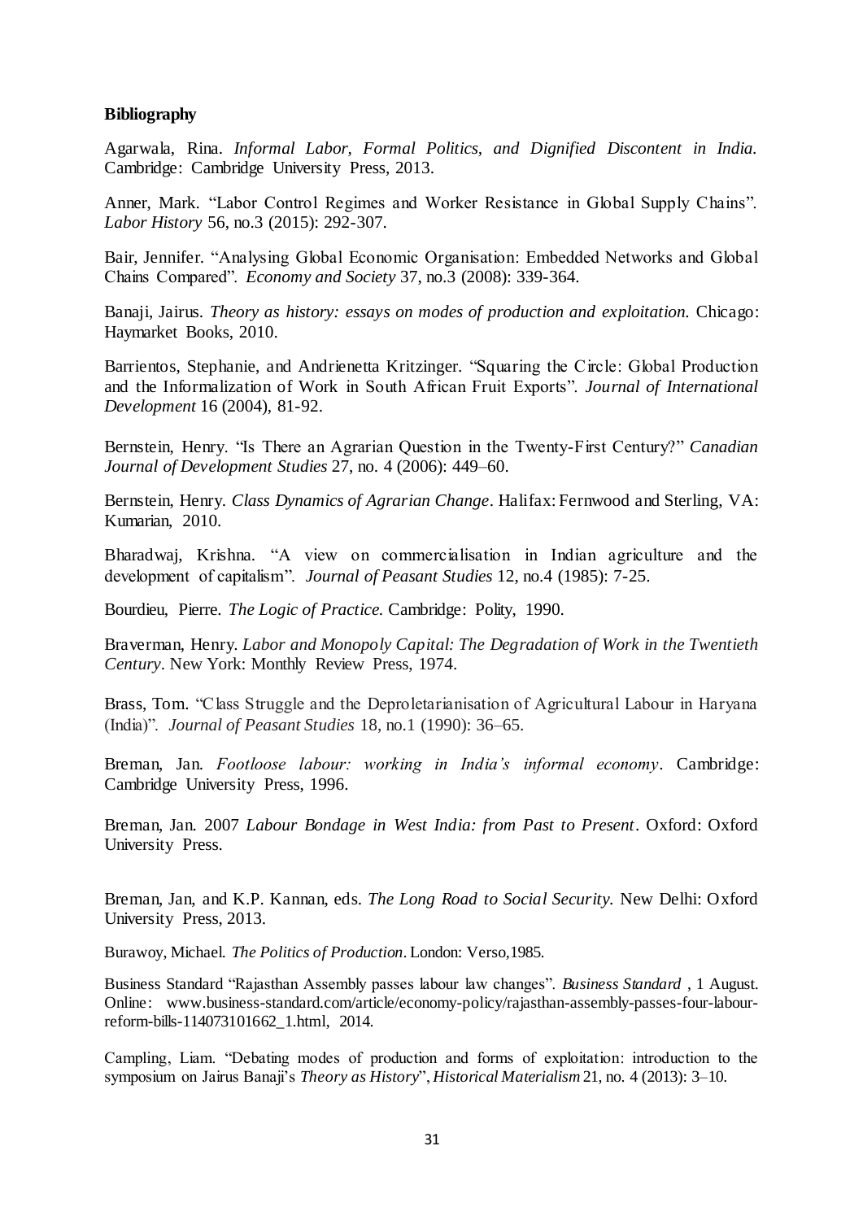**Bibliography**

Agarwala, Rina. *Informal Labor, Formal Politics, and Dignified Discontent in India.* Cambridge: Cambridge University Press, 2013.

Anner, Mark. "Labor Control Regimes and Worker Resistance in Global Supply Chains". *Labor History* 56, no.3 (2015): 292-307.

Bair, Jennifer. "Analysing Global Economic Organisation: Embedded Networks and Global Chains Compared". *Economy and Society* 37, no.3 (2008): 339-364.

Banaji, Jairus. *Theory as history: essays on modes of production and exploitation.* Chicago: Haymarket Books, 2010.

Barrientos, Stephanie, and Andrienetta Kritzinger. "Squaring the Circle: Global Production and the Informalization of Work in South African Fruit Exports". *Journal of International Development* 16 (2004), 81-92.

Bernstein, Henry. "Is There an Agrarian Question in the Twenty-First Century?" *Canadian Journal of Development Studies* 27, no. 4 (2006): 449–60.

Bernstein, Henry. *Class Dynamics of Agrarian Change*. Halifax: Fernwood and Sterling, VA: Kumarian, 2010.

Bharadwaj, Krishna. "A view on commercialisation in Indian agriculture and the development of capitalism". *Journal of Peasant Studies* 12, no.4 (1985): 7-25.

Bourdieu, Pierre. *The Logic of Practice.* Cambridge: Polity, 1990.

Braverman, Henry. *Labor and Monopoly Capital: The Degradation of Work in the Twentieth Century*. New York: Monthly Review Press, 1974.

Brass, Tom. "Class Struggle and the Deproletarianisation of Agricultural Labour in Haryana (India)". *Journal of Peasant Studies* 18, no.1 (1990): 36–65.

Breman, Jan. *Footloose labour: working in India's informal economy*. Cambridge: Cambridge University Press, 1996.

Breman, Jan. 2007 *Labour Bondage in West India: from Past to Present*. Oxford: Oxford University Press.

Breman, Jan, and K.P. Kannan, eds. *The Long Road to Social Security.* New Delhi: Oxford University Press, 2013.

Burawoy, Michael. *The Politics of Production*. London: Verso,1985.

Business Standard "Rajasthan Assembly passes labour law changes". *Business Standard* , 1 August. Online: www.business-standard.com/article/economy-policy/rajasthan-assembly-passes-four-labour-reform-bills-114073101662_1.html, 2014.

Campling, Liam. "Debating modes of production and forms of exploitation: introduction to the symposium on Jairus Banaji's *Theory as History*", *Historical Materialism* 21, no. 4 (2013): 3–10.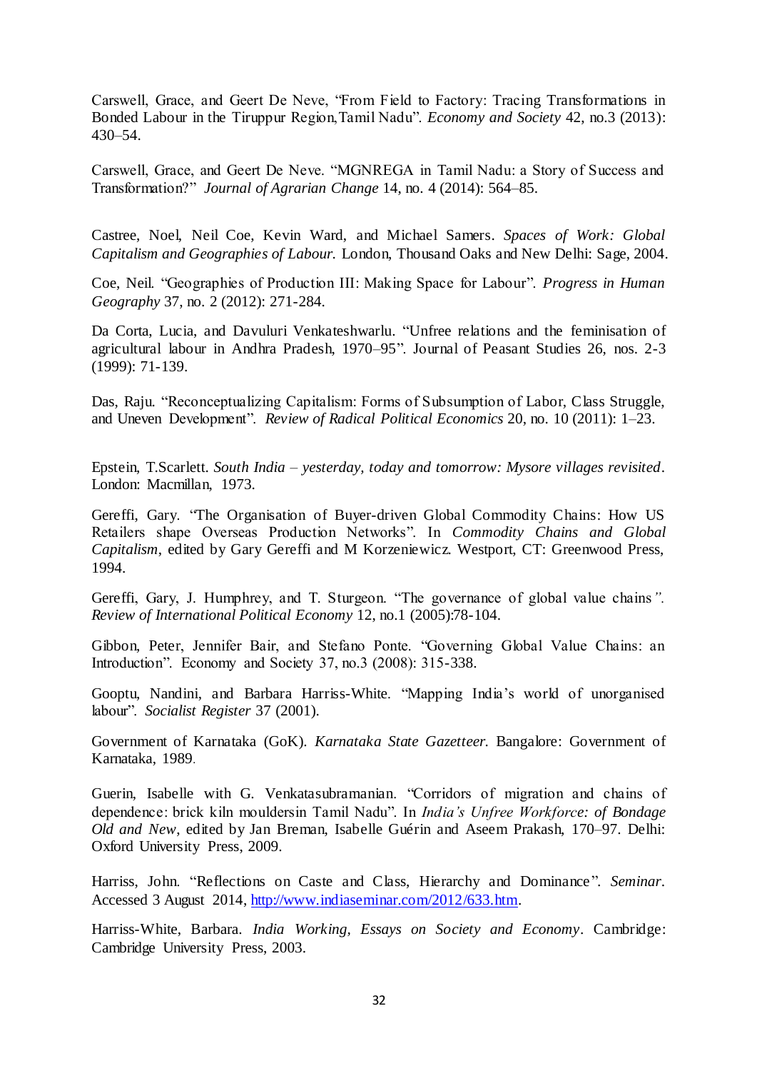Carswell, Grace, and Geert De Neve, "From Field to Factory: Tracing Transformations in Bonded Labour in the Tiruppur Region,Tamil Nadu". *Economy and Society* 42, no.3 (2013): 430–54.

Carswell, Grace, and Geert De Neve. "MGNREGA in Tamil Nadu: a Story of Success and Transformation?" *Journal of Agrarian Change* 14, no. 4 (2014): 564–85.

Castree, Noel, Neil Coe, Kevin Ward, and Michael Samers. *Spaces of Work: Global Capitalism and Geographies of Labour.* London, Thousand Oaks and New Delhi: Sage, 2004.

Coe, Neil. "Geographies of Production III: Making Space for Labour". *Progress in Human Geography* 37, no. 2 (2012): 271-284.

Da Corta, Lucia, and Davuluri Venkateshwarlu. "Unfree relations and the feminisation of agricultural labour in Andhra Pradesh, 1970–95". Journal of Peasant Studies 26, nos. 2-3 (1999): 71-139.

Das, Raju. "Reconceptualizing Capitalism: Forms of Subsumption of Labor, Class Struggle, and Uneven Development". *Review of Radical Political Economics* 20, no. 10 (2011): 1–23.

Epstein, T.Scarlett. *South India – yesterday, today and tomorrow: Mysore villages revisited*. London: Macmillan, 1973.

Gereffi, Gary. "The Organisation of Buyer-driven Global Commodity Chains: How US Retailers shape Overseas Production Networks". In *Commodity Chains and Global Capitalism*, edited by Gary Gereffi and M Korzeniewicz. Westport, CT: Greenwood Press, 1994.

Gereffi, Gary, J. Humphrey, and T. Sturgeon. "The governance of global value chains". *Review of International Political Economy* 12, no.1 (2005):78-104.

Gibbon, Peter, Jennifer Bair, and Stefano Ponte. "Governing Global Value Chains: an Introduction". Economy and Society 37, no.3 (2008): 315-338.

Gooptu, Nandini, and Barbara Harriss-White. "Mapping India's world of unorganised labour". *Socialist Register* 37 (2001).

Government of Karnataka (GoK). *Karnataka State Gazetteer.* Bangalore: Government of Karnataka, 1989.

Guerin, Isabelle with G. Venkatasubramanian. "Corridors of migration and chains of dependence: brick kiln mouldersin Tamil Nadu". In *India's Unfree Workforce: of Bondage Old and New*, edited by Jan Breman, Isabelle Guérin and Aseem Prakash, 170–97. Delhi: Oxford University Press, 2009.

Harriss, John. "Reflections on Caste and Class, Hierarchy and Dominance". *Seminar*. Accessed 3 August 2014, http://www.indiaseminar.com/2012/633.htm.

Harriss-White, Barbara. *India Working, Essays on Society and Economy*. Cambridge: Cambridge University Press, 2003.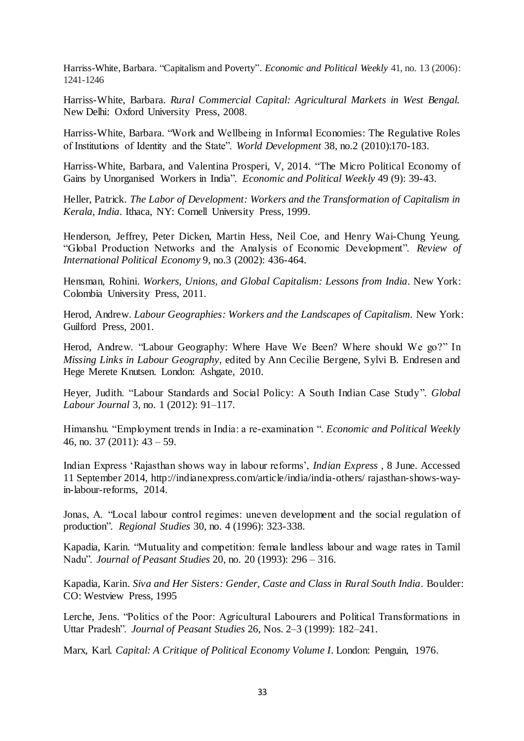Harriss-White, Barbara. "Capitalism and Poverty". *Economic and Political Weekly* 41, no. 13 (2006): 1241-1246

Harriss-White, Barbara. *Rural Commercial Capital: Agricultural Markets in West Bengal.* New Delhi: Oxford University Press, 2008.

Harriss-White, Barbara. "Work and Wellbeing in Informal Economies: The Regulative Roles of Institutions of Identity and the State". *World Development* 38, no.2 (2010):170-183.

Harriss-White, Barbara, and Valentina Prosperi, V, 2014. "The Micro Political Economy of Gains by Unorganised Workers in India". *Economic and Political Weekly* 49 (9): 39-43.

Heller, Patrick. *The Labor of Development: Workers and the Transformation of Capitalism in Kerala, India*. Ithaca, NY: Cornell University Press, 1999.

Henderson, Jeffrey, Peter Dicken, Martin Hess, Neil Coe, and Henry Wai-Chung Yeung. "Global Production Networks and the Analysis of Economic Development". *Review of International Political Economy* 9, no.3 (2002): 436-464.

Hensman, Rohini. *Workers, Unions, and Global Capitalism: Lessons from India*. New York: Colombia University Press, 2011.

Herod, Andrew. *Labour Geographies: Workers and the Landscapes of Capitalism*. New York: Guilford Press, 2001.

Herod, Andrew. "Labour Geography: Where Have We Been? Where should We go?" In *Missing Links in Labour Geography*, edited by Ann Cecilie Bergene, Sylvi B. Endresen and Hege Merete Knutsen. London: Ashgate, 2010.

Heyer, Judith. "Labour Standards and Social Policy: A South Indian Case Study". *Global Labour Journal* 3, no. 1 (2012): 91–117.

Himanshu. "Employment trends in India: a re-examination ". *Economic and Political Weekly* 46, no. 37 (2011): 43 – 59.

Indian Express 'Rajasthan shows way in labour reforms', *Indian Express* , 8 June. Accessed 11 September 2014, http://indianexpress.com/article/india/india-others/ rajasthan-shows-way-in-labour-reforms, 2014.

Jonas, A. "Local labour control regimes: uneven development and the social regulation of production". *Regional Studies* 30, no. 4 (1996): 323-338.

Kapadia, Karin. "Mutuality and competition: female landless labour and wage rates in Tamil Nadu". *Journal of Peasant Studies* 20, no. 20 (1993): 296 – 316.

Kapadia, Karin. *Siva and Her Sisters: Gender, Caste and Class in Rural South India*. Boulder: CO: Westview Press, 1995

Lerche, Jens. "Politics of the Poor: Agricultural Labourers and Political Transformations in Uttar Pradesh". *Journal of Peasant Studies* 26, Nos. 2–3 (1999): 182–241.

Marx, Karl. *Capital: A Critique of Political Economy Volume I*. London: Penguin, 1976.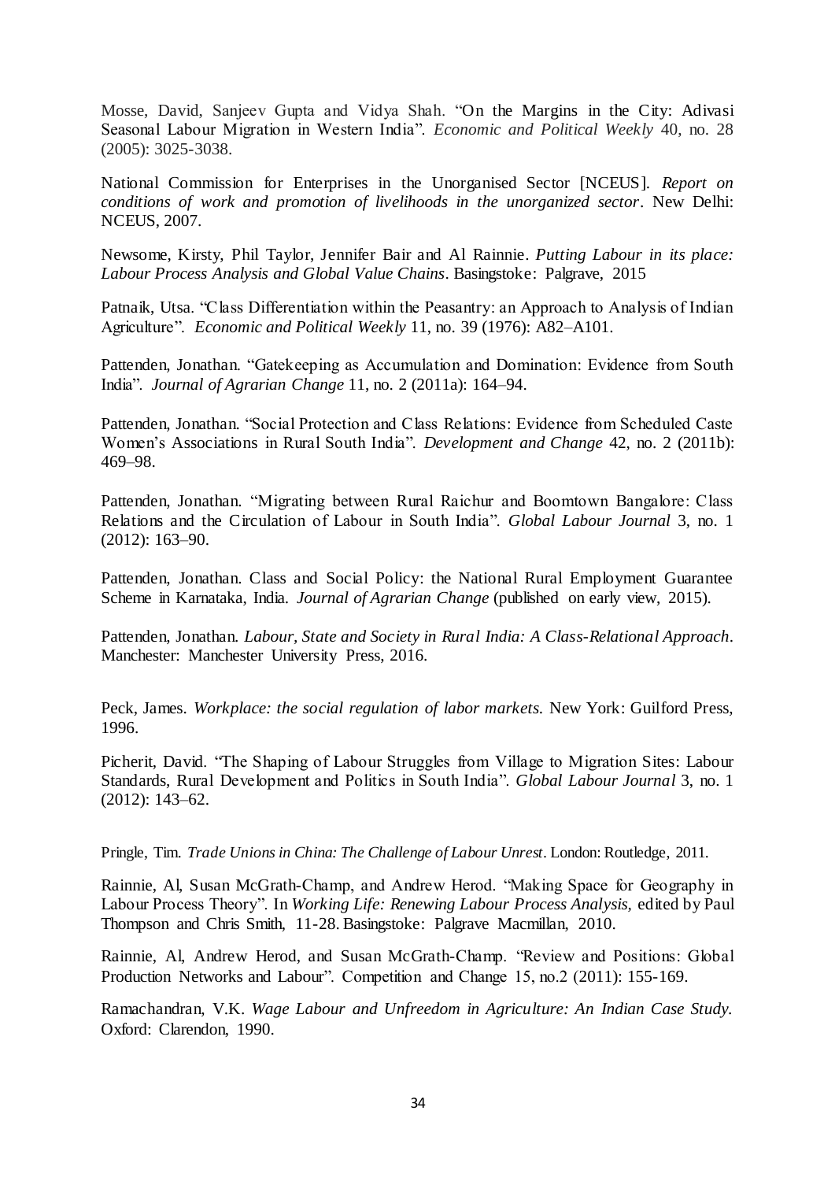Mosse, David, Sanjeev Gupta and Vidya Shah. "On the Margins in the City: Adivasi Seasonal Labour Migration in Western India". *Economic and Political Weekly* 40, no. 28 (2005): 3025-3038.

National Commission for Enterprises in the Unorganised Sector [NCEUS]. *Report on conditions of work and promotion of livelihoods in the unorganized sector*. New Delhi: NCEUS, 2007.

Newsome, Kirsty, Phil Taylor, Jennifer Bair and Al Rainnie. *Putting Labour in its place: Labour Process Analysis and Global Value Chains*. Basingstoke: Palgrave, 2015

Patnaik, Utsa. "Class Differentiation within the Peasantry: an Approach to Analysis of Indian Agriculture". *Economic and Political Weekly* 11, no. 39 (1976): A82–A101.

Pattenden, Jonathan. "Gatekeeping as Accumulation and Domination: Evidence from South India". *Journal of Agrarian Change* 11, no. 2 (2011a): 164–94.

Pattenden, Jonathan. "Social Protection and Class Relations: Evidence from Scheduled Caste Women's Associations in Rural South India". *Development and Change* 42, no. 2 (2011b): 469–98.

Pattenden, Jonathan. "Migrating between Rural Raichur and Boomtown Bangalore: Class Relations and the Circulation of Labour in South India". *Global Labour Journal* 3, no. 1 (2012): 163–90.

Pattenden, Jonathan. Class and Social Policy: the National Rural Employment Guarantee Scheme in Karnataka, India. *Journal of Agrarian Change* (published on early view, 2015).

Pattenden, Jonathan. *Labour, State and Society in Rural India: A Class-Relational Approach*. Manchester: Manchester University Press, 2016.

Peck, James. *Workplace: the social regulation of labor markets.* New York: Guilford Press, 1996.

Picherit, David. "The Shaping of Labour Struggles from Village to Migration Sites: Labour Standards, Rural Development and Politics in South India". *Global Labour Journal* 3, no. 1 (2012): 143–62.

Pringle, Tim. *Trade Unions in China: The Challenge of Labour Unrest*. London: Routledge, 2011.

Rainnie, Al, Susan McGrath-Champ, and Andrew Herod. "Making Space for Geography in Labour Process Theory". In *Working Life: Renewing Labour Process Analysis,* edited by Paul Thompson and Chris Smith, 11-28. Basingstoke: Palgrave Macmillan, 2010.

Rainnie, Al, Andrew Herod, and Susan McGrath-Champ. "Review and Positions: Global Production Networks and Labour". Competition and Change 15, no.2 (2011): 155-169.

Ramachandran, V.K. *Wage Labour and Unfreedom in Agriculture: An Indian Case Study.* Oxford: Clarendon, 1990.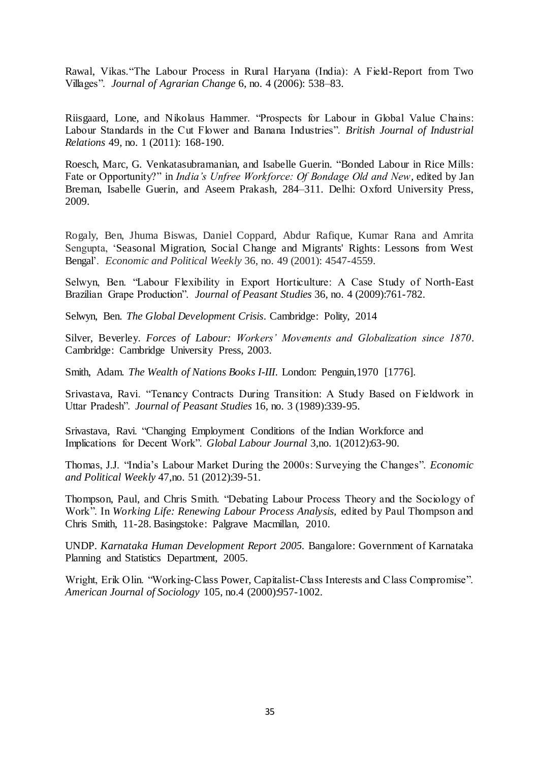Rawal, Vikas."The Labour Process in Rural Haryana (India): A Field-Report from Two Villages". *Journal of Agrarian Change* 6, no. 4 (2006): 538–83.

Riisgaard, Lone, and Nikolaus Hammer. "Prospects for Labour in Global Value Chains: Labour Standards in the Cut Flower and Banana Industries". *British Journal of Industrial Relations* 49, no. 1 (2011): 168-190.

Roesch, Marc, G. Venkatasubramanian, and Isabelle Guerin. "Bonded Labour in Rice Mills: Fate or Opportunity?" in *India's Unfree Workforce: Of Bondage Old and New*, edited by Jan Breman, Isabelle Guerin, and Aseem Prakash, 284–311. Delhi: Oxford University Press, 2009.

Rogaly, Ben, Jhuma Biswas, Daniel Coppard, Abdur Rafique, Kumar Rana and Amrita Sengupta, 'Seasonal Migration, Social Change and Migrants' Rights: Lessons from West Bengal'. *Economic and Political Weekly* 36, no. 49 (2001): 4547-4559.

Selwyn, Ben. "Labour Flexibility in Export Horticulture: A Case Study of North-East Brazilian Grape Production". *Journal of Peasant Studies* 36, no. 4 (2009):761-782.

Selwyn, Ben. *The Global Development Crisis*. Cambridge: Polity, 2014

Silver, Beverley. *Forces of Labour: Workers' Movements and Globalization since 1870*. Cambridge: Cambridge University Press, 2003.

Smith, Adam. *The Wealth of Nations Books I-III*. London: Penguin,1970 [1776].

Srivastava, Ravi. "Tenancy Contracts During Transition: A Study Based on Fieldwork in Uttar Pradesh". *Journal of Peasant Studies* 16, no. 3 (1989):339-95.

Srivastava, Ravi. "Changing Employment Conditions of the Indian Workforce and Implications for Decent Work". *Global Labour Journal* 3,no. 1(2012):63-90.

Thomas, J.J. "India's Labour Market During the 2000s: Surveying the Changes". *Economic and Political Weekly* 47,no. 51 (2012):39-51.

Thompson, Paul, and Chris Smith. "Debating Labour Process Theory and the Sociology of Work". In *Working Life: Renewing Labour Process Analysis,* edited by Paul Thompson and Chris Smith, 11-28. Basingstoke: Palgrave Macmillan, 2010.

UNDP. *Karnataka Human Development Report 2005.* Bangalore: Government of Karnataka Planning and Statistics Department, 2005.

Wright, Erik Olin. "Working-Class Power, Capitalist-Class Interests and Class Compromise". *American Journal of Sociology* 105, no.4 (2000):957-1002.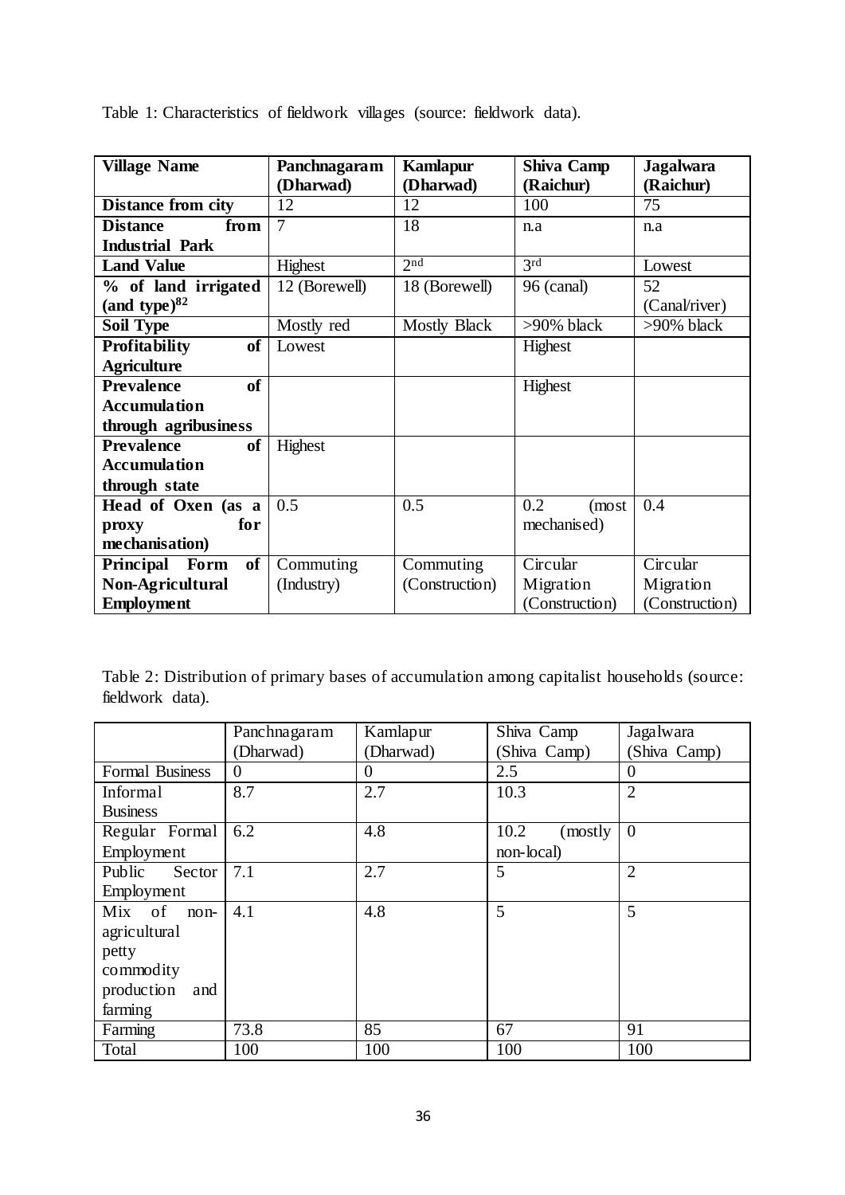Table 1: Characteristics of fieldwork villages (source: fieldwork data).

| Village Name | Panchnagaram (Dharwad) | Kamlapur (Dharwad) | Shiva Camp (Raichur) | Jagalwara (Raichur) |
|---|---|---|---|---|
| **Distance from city** | 12 | 12 | 100 | 75 |
| **Distance from Industrial Park** | 7 | 18 | n.a | n.a |
| **Land Value** | Highest | 2nd | 3rd | Lowest |
| **% of land irrigated (and type)[82]** | 12 (Borewell) | 18 (Borewell) | 96 (canal) | 52 (Canal/river) |
| **Soil Type** | Mostly red | Mostly Black | >90% black | >90% black |
| **Profitability of Agriculture** | Lowest | | Highest | |
| **Prevalence of Accumulation through agribusiness** | | | Highest | |
| **Prevalence of Accumulation through state** | Highest | | | |
| **Head of Oxen (as a proxy for mechanisation)** | 0.5 | 0.5 | 0.2 (most mechanised) | 0.4 |
| **Principal Form of Non-Agricultural Employment** | Commuting (Industry) | Commuting (Construction) | Circular Migration (Construction) | Circular Migration (Construction) |

Table 2: Distribution of primary bases of accumulation among capitalist households (source: fieldwork data).

| | Panchnagaram (Dharwad) | Kamlapur (Dharwad) | Shiva Camp (Shiva Camp) | Jagalwara (Shiva Camp) |
|---|---|---|---|---|
| Formal Business | 0 | 0 | 2.5 | 0 |
| Informal Business | 8.7 | 2.7 | 10.3 | 2 |
| Regular Formal Employment | 6.2 | 4.8 | 10.2 (mostly non-local) | 0 |
| Public Sector Employment | 7.1 | 2.7 | 5 | 2 |
| Mix of non-agricultural petty commodity production and farming | 4.1 | 4.8 | 5 | 5 |
| Farming | 73.8 | 85 | 67 | 91 |
| Total | 100 | 100 | 100 | 100 |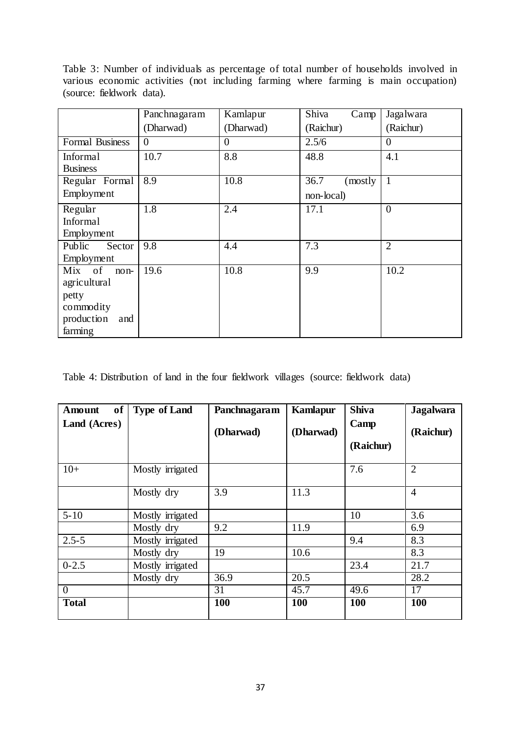Table 3: Number of individuals as percentage of total number of households involved in various economic activities (not including farming where farming is main occupation) (source: fieldwork data).

| | Panchnagaram (Dharwad) | Kamlapur (Dharwad) | Shiva Camp (Raichur) | Jagalwara (Raichur) |
|---|---|---|---|---|
| Formal Business | 0 | 0 | 2.5/6 | 0 |
| Informal Business | 10.7 | 8.8 | 48.8 | 4.1 |
| Regular Formal Employment | 8.9 | 10.8 | 36.7 (mostly non-local) | 1 |
| Regular Informal Employment | 1.8 | 2.4 | 17.1 | 0 |
| Public Sector Employment | 9.8 | 4.4 | 7.3 | 2 |
| Mix of non-agricultural petty commodity production and farming | 19.6 | 10.8 | 9.9 | 10.2 |

Table 4: Distribution of land in the four fieldwork villages (source: fieldwork data)

| **Amount of Land (Acres)** | **Type of Land** | **Panchnagaram (Dharwad)** | **Kamlapur (Dharwad)** | **Shiva Camp (Raichur)** | **Jagalwara (Raichur)** |
|---|---|---|---|---|---|
| 10+ | Mostly irrigated | | | 7.6 | 2 |
| | Mostly dry | 3.9 | 11.3 | | 4 |
| 5-10 | Mostly irrigated | | | 10 | 3.6 |
| | Mostly dry | 9.2 | 11.9 | | 6.9 |
| 2.5-5 | Mostly irrigated | | | 9.4 | 8.3 |
| | Mostly dry | 19 | 10.6 | | 8.3 |
| 0-2.5 | Mostly irrigated | | | 23.4 | 21.7 |
| | Mostly dry | 36.9 | 20.5 | | 28.2 |
| 0 | | 31 | 45.7 | 49.6 | 17 |
| **Total** | | **100** | **100** | **100** | **100** |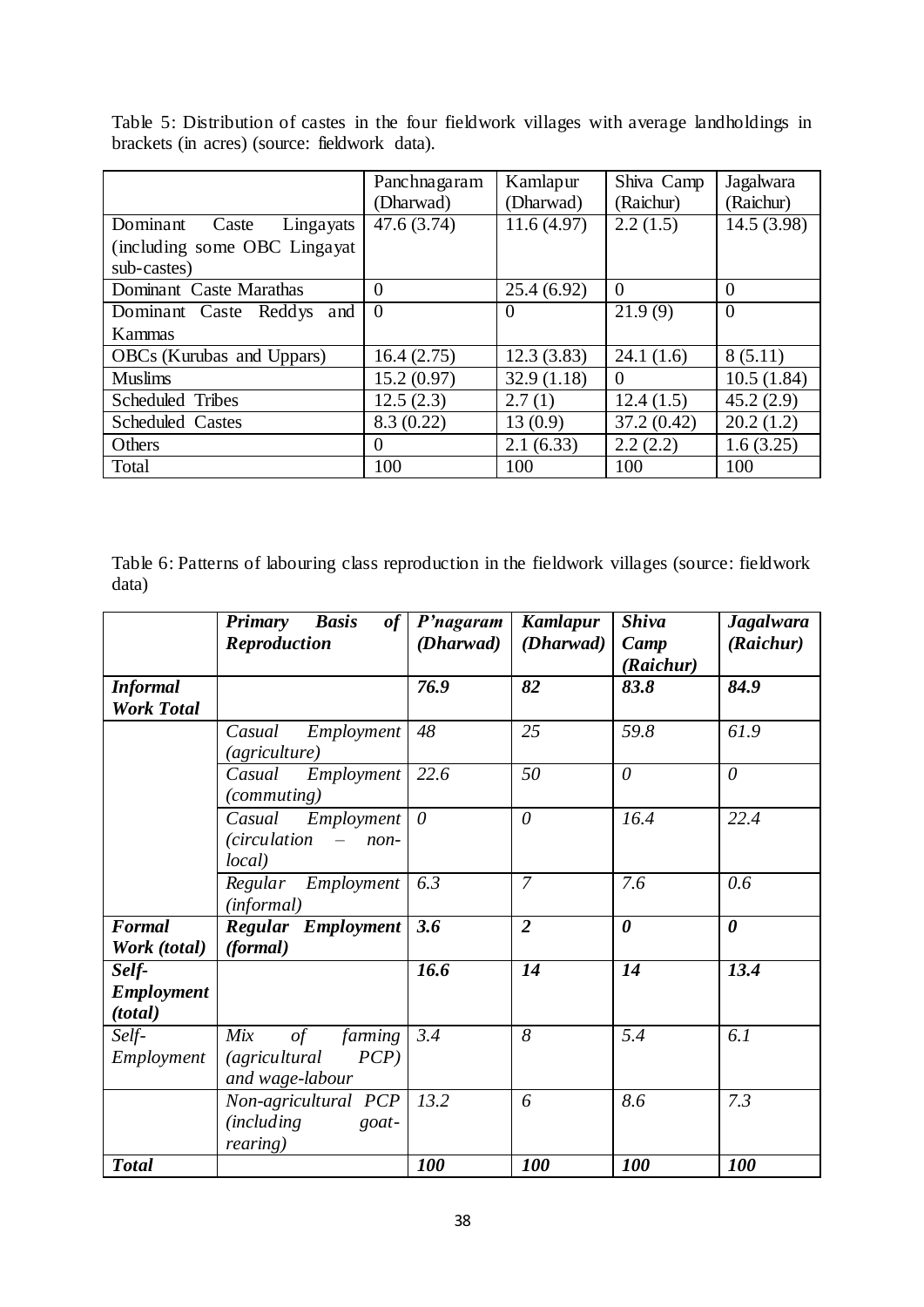Table 5: Distribution of castes in the four fieldwork villages with average landholdings in brackets (in acres) (source: fieldwork data).

| | Panchnagaram (Dharwad) | Kamlapur (Dharwad) | Shiva Camp (Raichur) | Jagalwara (Raichur) |
|---|---|---|---|---|
| Dominant Caste Lingayats (including some OBC Lingayat sub-castes) | 47.6 (3.74) | 11.6 (4.97) | 2.2 (1.5) | 14.5 (3.98) |
| Dominant Caste Marathas | 0 | 25.4 (6.92) | 0 | 0 |
| Dominant Caste Reddys and Kammas | 0 | 0 | 21.9 (9) | 0 |
| OBCs (Kurubas and Uppars) | 16.4 (2.75) | 12.3 (3.83) | 24.1 (1.6) | 8 (5.11) |
| Muslims | 15.2 (0.97) | 32.9 (1.18) | 0 | 10.5 (1.84) |
| Scheduled Tribes | 12.5 (2.3) | 2.7 (1) | 12.4 (1.5) | 45.2 (2.9) |
| Scheduled Castes | 8.3 (0.22) | 13 (0.9) | 37.2 (0.42) | 20.2 (1.2) |
| Others | 0 | 2.1 (6.33) | 2.2 (2.2) | 1.6 (3.25) |
| Total | 100 | 100 | 100 | 100 |

Table 6: Patterns of labouring class reproduction in the fieldwork villages (source: fieldwork data)

| | ***Primary Basis of Reproduction*** | ***P'nagaram (Dharwad)*** | ***Kamlapur (Dharwad)*** | ***Shiva Camp (Raichur)*** | ***Jagalwara (Raichur)*** |
|---|---|---|---|---|---|
| ***Informal Work Total*** | | ***76.9*** | ***82*** | ***83.8*** | ***84.9*** |
| | *Casual Employment (agriculture)* | *48* | *25* | *59.8* | *61.9* |
| | *Casual Employment (commuting)* | *22.6* | *50* | *0* | *0* |
| | *Casual Employment (circulation – non-local)* | *0* | *0* | *16.4* | *22.4* |
| | *Regular Employment (informal)* | *6.3* | *7* | *7.6* | *0.6* |
| ***Formal Work (total)*** | ***Regular Employment (formal)*** | ***3.6*** | ***2*** | ***0*** | ***0*** |
| ***Self-Employment (total)*** | | ***16.6*** | ***14*** | ***14*** | ***13.4*** |
| *Self-Employment* | *Mix of farming (agricultural PCP) and wage-labour* | *3.4* | *8* | *5.4* | *6.1* |
| | *Non-agricultural PCP (including goat-rearing)* | *13.2* | *6* | *8.6* | *7.3* |
| ***Total*** | | ***100*** | ***100*** | ***100*** | ***100*** |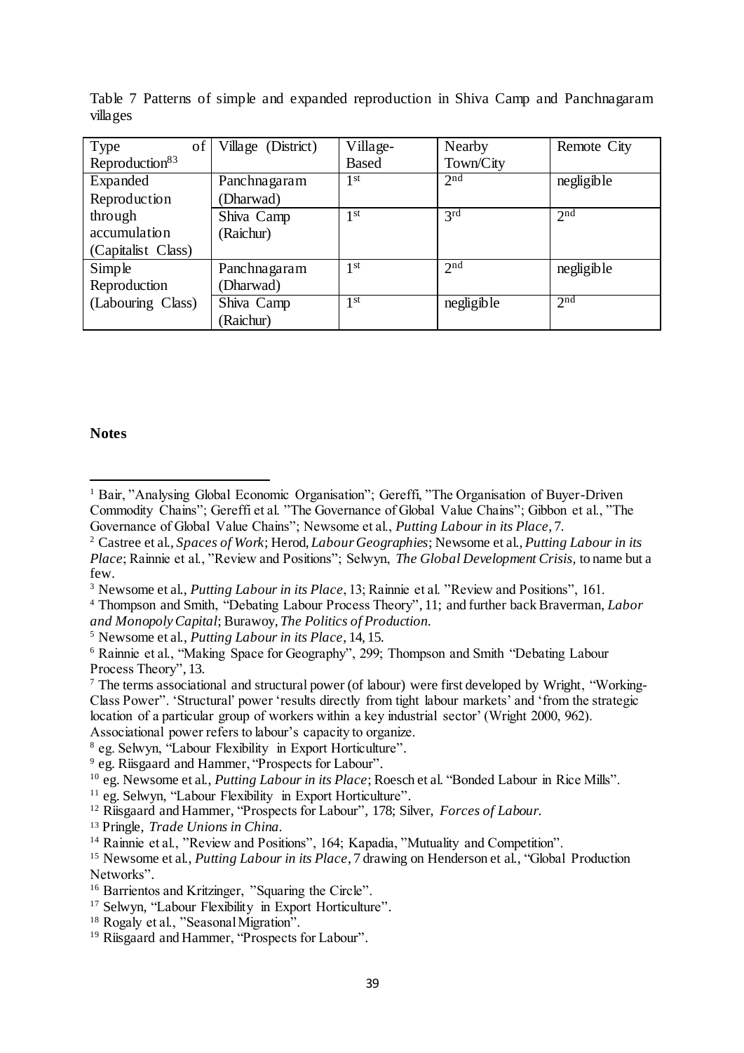Table 7 Patterns of simple and expanded reproduction in Shiva Camp and Panchnagaram villages

| Type of Reproduction[83] | Village (District) | Village-Based | Nearby Town/City | Remote City |
|---|---|---|---|---|
| Expanded Reproduction through accumulation (Capitalist Class) | Panchnagaram (Dharwad) | 1st | 2nd | negligible |
| | Shiva Camp (Raichur) | 1st | 3rd | 2nd |
| Simple Reproduction (Labouring Class) | Panchnagaram (Dharwad) | 1st | 2nd | negligible |
| | Shiva Camp (Raichur) | 1st | negligible | 2nd |

**Notes**

[1] Bair, "Analysing Global Economic Organisation"; Gereffi, "The Organisation of Buyer-Driven Commodity Chains"; Gereffi et al. "The Governance of Global Value Chains"; Gibbon et al., "The Governance of Global Value Chains"; Newsome et al., *Putting Labour in its Place*, 7.

[2] Castree et al., *Spaces of Work*; Herod, *Labour Geographies*; Newsome et al., *Putting Labour in its Place*; Rainnie et al., "Review and Positions"; Selwyn, *The Global Development Crisis,* to name but a few.

[3] Newsome et al., *Putting Labour in its Place*, 13; Rainnie et al. "Review and Positions", 161.

[4] Thompson and Smith, "Debating Labour Process Theory", 11; and further back Braverman, *Labor and Monopoly Capital*; Burawoy, *The Politics of Production.*

[5] Newsome et al., *Putting Labour in its Place,* 14, 15.

[6] Rainnie et al., "Making Space for Geography", 299; Thompson and Smith "Debating Labour Process Theory", 13.

[7] The terms associational and structural power (of labour) were first developed by Wright, "Working-Class Power". 'Structural' power 'results directly from tight labour markets' and 'from the strategic location of a particular group of workers within a key industrial sector' (Wright 2000, 962). Associational power refers to labour's capacity to organize.

[8] eg. Selwyn, "Labour Flexibility in Export Horticulture".

[9] eg. Riisgaard and Hammer, "Prospects for Labour".

[10] eg. Newsome et al., *Putting Labour in its Place*; Roesch et al. "Bonded Labour in Rice Mills".

[11] eg. Selwyn, "Labour Flexibility in Export Horticulture".

[12] Riisgaard and Hammer, "Prospects for Labour", 178; Silver, *Forces of Labour.*

[13] Pringle, *Trade Unions in China.*

[14] Rainnie et al., "Review and Positions", 164; Kapadia, "Mutuality and Competition".

[15] Newsome et al., *Putting Labour in its Place*, 7 drawing on Henderson et al., "Global Production Networks".

[16] Barrientos and Kritzinger, "Squaring the Circle".

[17] Selwyn, "Labour Flexibility in Export Horticulture".

[18] Rogaly et al., "Seasonal Migration".

[19] Riisgaard and Hammer, "Prospects for Labour".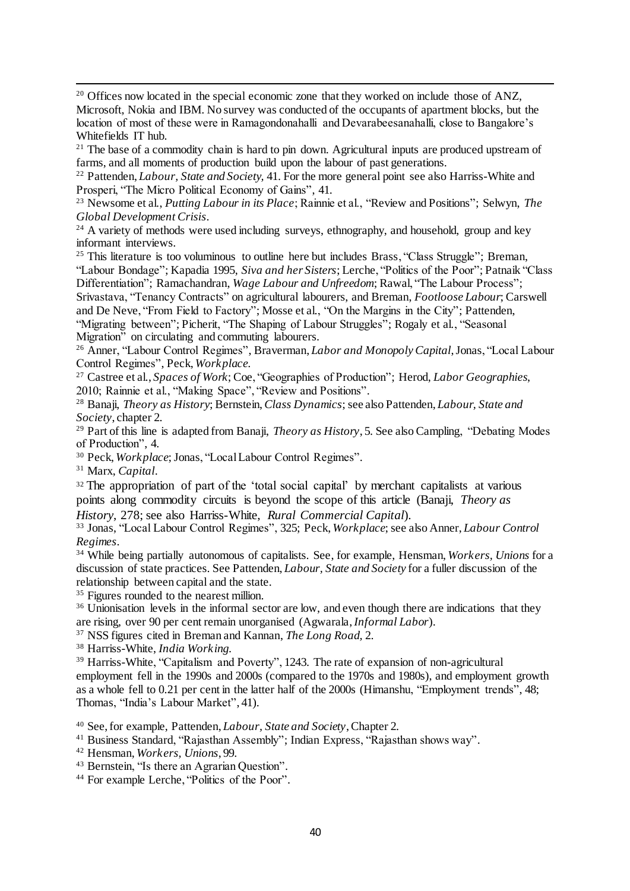[20] Offices now located in the special economic zone that they worked on include those of ANZ, Microsoft, Nokia and IBM. No survey was conducted of the occupants of apartment blocks, but the location of most of these were in Ramagondonahalli and Devarabeesanahalli, close to Bangalore's Whitefields IT hub.

[21] The base of a commodity chain is hard to pin down. Agricultural inputs are produced upstream of farms, and all moments of production build upon the labour of past generations.

[22] Pattenden, *Labour, State and Society*, 41. For the more general point see also Harriss-White and Prosperi, "The Micro Political Economy of Gains", 41.

[23] Newsome et al., *Putting Labour in its Place*; Rainnie et al., "Review and Positions"; Selwyn, *The Global Development Crisis*.

[24] A variety of methods were used including surveys, ethnography, and household, group and key informant interviews.

[25] This literature is too voluminous to outline here but includes Brass, "Class Struggle"; Breman, "Labour Bondage"; Kapadia 1995, *Siva and her Sisters*; Lerche, "Politics of the Poor"; Patnaik "Class Differentiation"; Ramachandran, *Wage Labour and Unfreedom*; Rawal, "The Labour Process"; Srivastava, "Tenancy Contracts" on agricultural labourers, and Breman, *Footloose Labour*; Carswell and De Neve, "From Field to Factory"; Mosse et al., "On the Margins in the City"; Pattenden, "Migrating between"; Picherit, "The Shaping of Labour Struggles"; Rogaly et al., "Seasonal Migration" on circulating and commuting labourers.

[26] Anner, "Labour Control Regimes", Braverman, *Labor and Monopoly Capital*, Jonas, "Local Labour Control Regimes", Peck, *Workplace*.

[27] Castree et al., *Spaces of Work*; Coe, "Geographies of Production"; Herod, *Labor Geographies*, 2010; Rainnie et al., "Making Space", "Review and Positions".

[28] Banaji, *Theory as History*; Bernstein, *Class Dynamics*; see also Pattenden, *Labour, State and Society*, chapter 2.

[29] Part of this line is adapted from Banaji, *Theory as History*, 5. See also Campling, "Debating Modes of Production", 4.

[30] Peck, *Workplace*; Jonas, "Local Labour Control Regimes".

[31] Marx, *Capital*.

[32] The appropriation of part of the 'total social capital' by merchant capitalists at various points along commodity circuits is beyond the scope of this article (Banaji, *Theory as History*, 278; see also Harriss-White, *Rural Commercial Capital*).

[33] Jonas, "Local Labour Control Regimes", 325; Peck, *Workplace*; see also Anner, *Labour Control Regimes*.

[34] While being partially autonomous of capitalists. See, for example, Hensman, *Workers, Unions* for a discussion of state practices. See Pattenden, *Labour, State and Society* for a fuller discussion of the relationship between capital and the state.

[35] Figures rounded to the nearest million.

[36] Unionisation levels in the informal sector are low, and even though there are indications that they are rising, over 90 per cent remain unorganised (Agwarala, *Informal Labor*).

[37] NSS figures cited in Breman and Kannan, *The Long Road*, 2.

[38] Harriss-White, *India Working*.

[39] Harriss-White, "Capitalism and Poverty", 1243. The rate of expansion of non-agricultural employment fell in the 1990s and 2000s (compared to the 1970s and 1980s), and employment growth as a whole fell to 0.21 per cent in the latter half of the 2000s (Himanshu, "Employment trends", 48; Thomas, "India's Labour Market", 41).

[40] See, for example, Pattenden, *Labour, State and Society*, Chapter 2.

[41] Business Standard, "Rajasthan Assembly"; Indian Express, "Rajasthan shows way".

[42] Hensman, *Workers, Unions*, 99.

[43] Bernstein, "Is there an Agrarian Question".

[44] For example Lerche, "Politics of the Poor".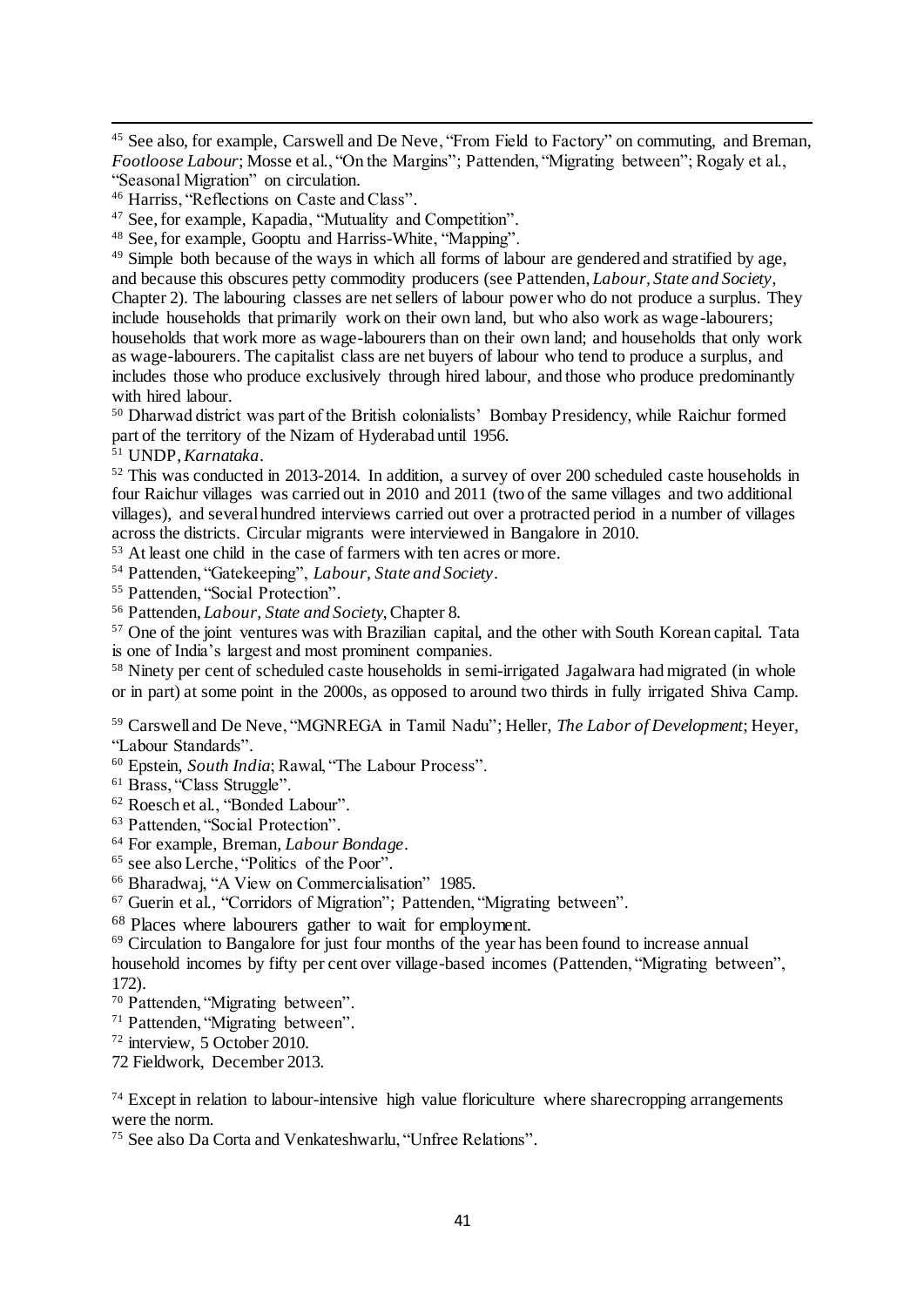[45] See also, for example, Carswell and De Neve, "From Field to Factory" on commuting, and Breman, *Footloose Labour*; Mosse et al., "On the Margins"; Pattenden, "Migrating between"; Rogaly et al., "Seasonal Migration" on circulation.

[46] Harriss, "Reflections on Caste and Class".

[47] See, for example, Kapadia, "Mutuality and Competition".

[48] See, for example, Gooptu and Harriss-White, "Mapping".

[49] Simple both because of the ways in which all forms of labour are gendered and stratified by age, and because this obscures petty commodity producers (see Pattenden, *Labour, State and Society*, Chapter 2). The labouring classes are net sellers of labour power who do not produce a surplus. They include households that primarily work on their own land, but who also work as wage-labourers; households that work more as wage-labourers than on their own land; and households that only work as wage-labourers. The capitalist class are net buyers of labour who tend to produce a surplus, and includes those who produce exclusively through hired labour, and those who produce predominantly with hired labour.

[50] Dharwad district was part of the British colonialists' Bombay Presidency, while Raichur formed part of the territory of the Nizam of Hyderabad until 1956.

[51] UNDP, *Karnataka*.

[52] This was conducted in 2013-2014. In addition, a survey of over 200 scheduled caste households in four Raichur villages was carried out in 2010 and 2011 (two of the same villages and two additional villages), and several hundred interviews carried out over a protracted period in a number of villages across the districts. Circular migrants were interviewed in Bangalore in 2010.

[53] At least one child in the case of farmers with ten acres or more.

[54] Pattenden, "Gatekeeping", *Labour, State and Society*.

[55] Pattenden, "Social Protection".

[56] Pattenden, *Labour, State and Society*, Chapter 8.

[57] One of the joint ventures was with Brazilian capital, and the other with South Korean capital. Tata is one of India's largest and most prominent companies.

[58] Ninety per cent of scheduled caste households in semi-irrigated Jagalwara had migrated (in whole or in part) at some point in the 2000s, as opposed to around two thirds in fully irrigated Shiva Camp.

[59] Carswell and De Neve, "MGNREGA in Tamil Nadu"; Heller, *The Labor of Development*; Heyer, "Labour Standards".

[60] Epstein, *South India*; Rawal, "The Labour Process".

[61] Brass, "Class Struggle".

[62] Roesch et al., "Bonded Labour".

[63] Pattenden, "Social Protection".

[64] For example, Breman, *Labour Bondage*.

[65] see also Lerche, "Politics of the Poor".

[66] Bharadwaj, "A View on Commercialisation" 1985.

[67] Guerin et al., "Corridors of Migration"; Pattenden, "Migrating between".

[68] Places where labourers gather to wait for employment.

[69] Circulation to Bangalore for just four months of the year has been found to increase annual household incomes by fifty per cent over village-based incomes (Pattenden, "Migrating between", 172).

[70] Pattenden, "Migrating between".

[71] Pattenden, "Migrating between".

[72] interview, 5 October 2010.

72 Fieldwork, December 2013.

[74] Except in relation to labour-intensive high value floriculture where sharecropping arrangements were the norm.

[75] See also Da Corta and Venkateshwarlu, "Unfree Relations".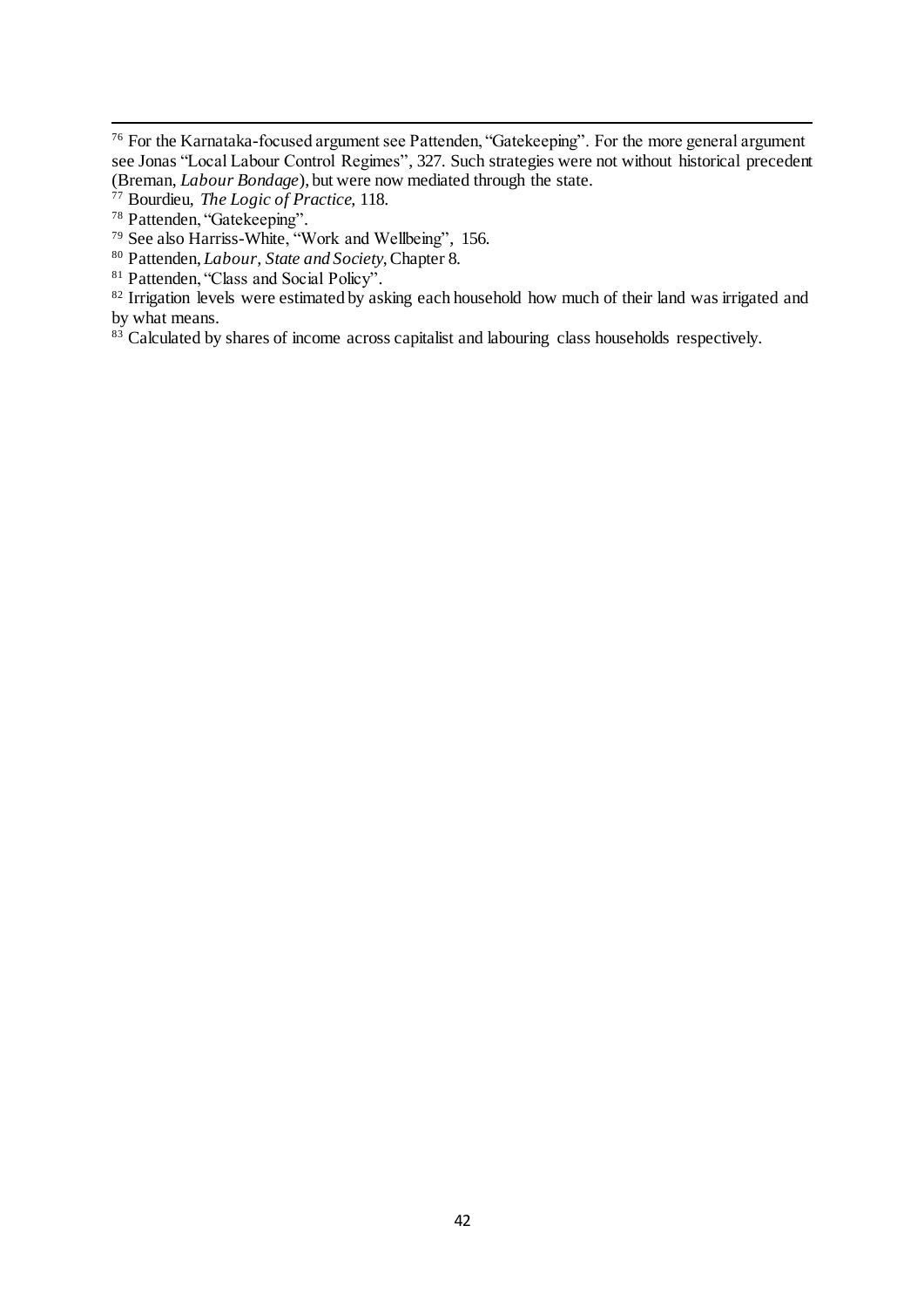[76] For the Karnataka-focused argument see Pattenden, "Gatekeeping". For the more general argument see Jonas "Local Labour Control Regimes", 327. Such strategies were not without historical precedent (Breman, *Labour Bondage*), but were now mediated through the state.

[77] Bourdieu, *The Logic of Practice*, 118.

[78] Pattenden, "Gatekeeping".

[79] See also Harriss-White, "Work and Wellbeing", 156.

[80] Pattenden, *Labour, State and Society*, Chapter 8.

[81] Pattenden, "Class and Social Policy".

[82] Irrigation levels were estimated by asking each household how much of their land was irrigated and by what means.

[83] Calculated by shares of income across capitalist and labouring class households respectively.